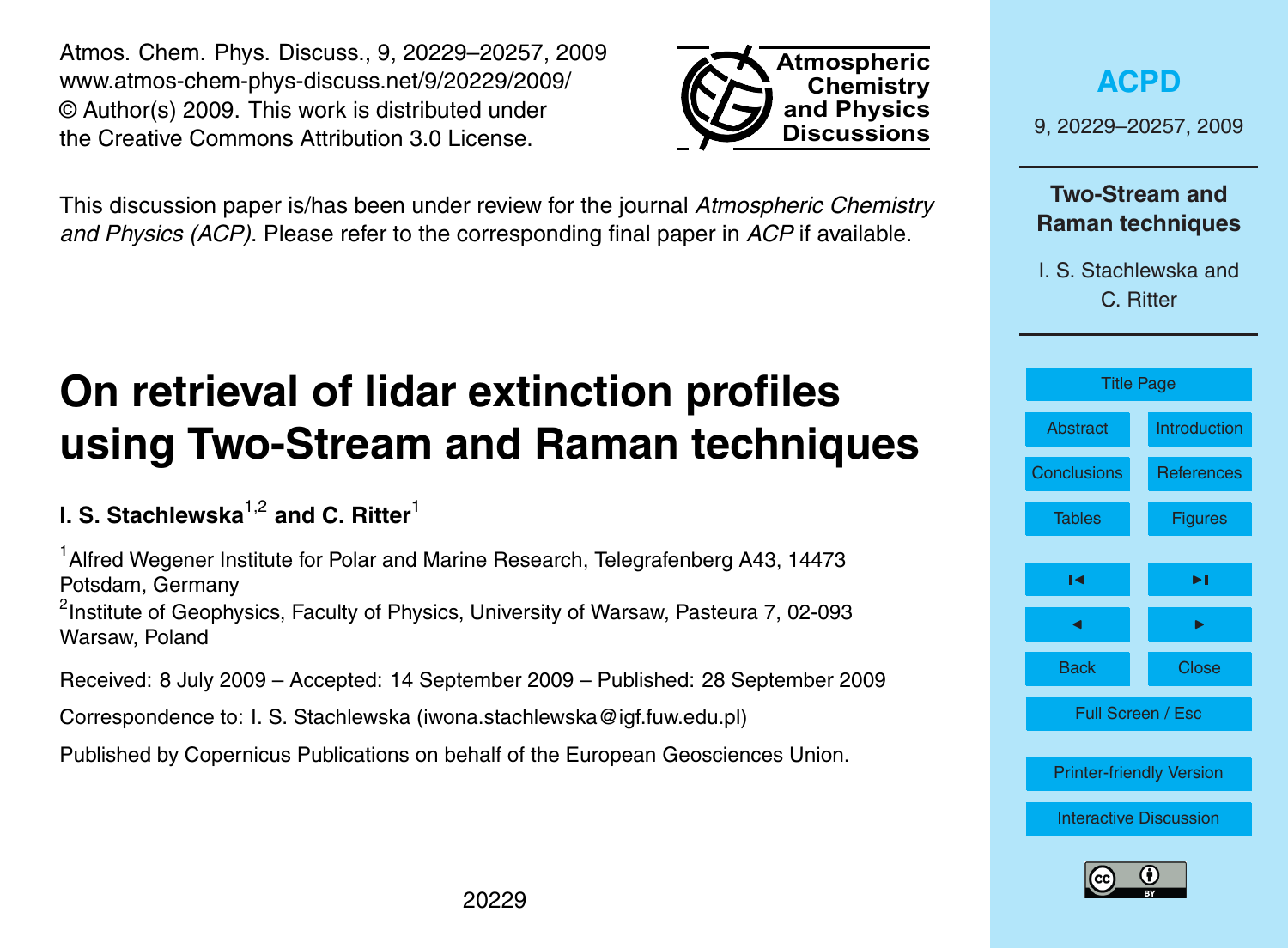Atmos. Chem. Phys. Discuss., 9, 20229–20257, 2009
www.atmos-chem-phys-discuss.net/9/20229/2009/
© Author(s) 2009. This work is distributed under
the Creative Commons Attribution 3.0 License.

This discussion paper is/has been under review for the journal *Atmospheric Chemistry and Physics (ACP)*. Please refer to the corresponding final paper in *ACP* if available.

# On retrieval of lidar extinction profiles using Two-Stream and Raman techniques

**I. S. Stachlewska[1,2] and C. Ritter[1]**

[1]Alfred Wegener Institute for Polar and Marine Research, Telegrafenberg A43, 14473 Potsdam, Germany

[2]Institute of Geophysics, Faculty of Physics, University of Warsaw, Pasteura 7, 02-093 Warsaw, Poland

Received: 8 July 2009 – Accepted: 14 September 2009 – Published: 28 September 2009

Correspondence to: I. S. Stachlewska (iwona.stachlewska@igf.fuw.edu.pl)

Published by Copernicus Publications on behalf of the European Geosciences Union.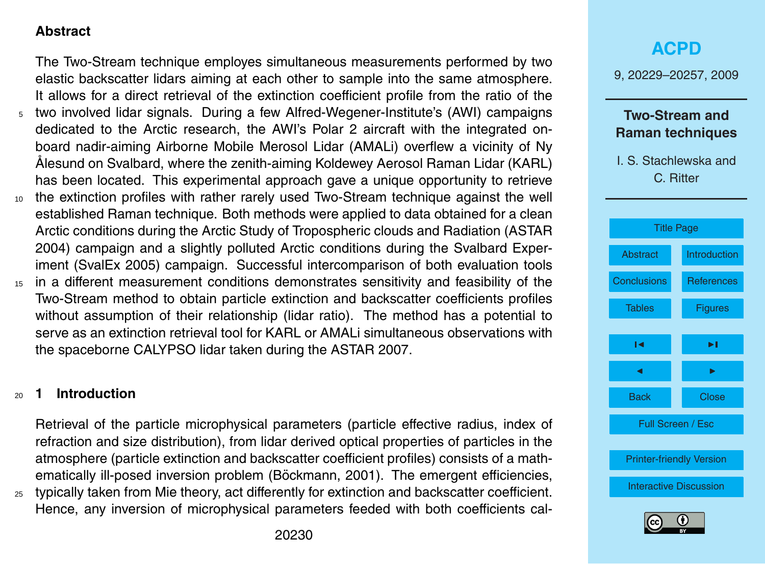## Abstract

The Two-Stream technique employs simultaneous measurements performed by two elastic backscatter lidars aiming at each other to sample into the same atmosphere. It allows for a direct retrieval of the extinction coefficient profile from the ratio of the two involved lidar signals. During a few Alfred-Wegener-Institute's (AWI) campaigns dedicated to the Arctic research, the AWI's Polar 2 aircraft with the integrated on-board nadir-aiming Airborne Mobile Merosol Lidar (AMALi) overflew a vicinity of Ny Ålesund on Svalbard, where the zenith-aiming Koldewey Aerosol Raman Lidar (KARL) has been located. This experimental approach gave a unique opportunity to retrieve the extinction profiles with rather rarely used Two-Stream technique against the well established Raman technique. Both methods were applied to data obtained for a clean Arctic conditions during the Arctic Study of Tropospheric clouds and Radiation (ASTAR 2004) campaign and a slightly polluted Arctic conditions during the Svalbard Experiment (SvalEx 2005) campaign. Successful intercomparison of both evaluation tools in a different measurement conditions demonstrates sensitivity and feasibility of the Two-Stream method to obtain particle extinction and backscatter coefficients profiles without assumption of their relationship (lidar ratio). The method has a potential to serve as an extinction retrieval tool for KARL or AMALi simultaneous observations with the spaceborne CALYPSO lidar taken during the ASTAR 2007.

## 1 Introduction

Retrieval of the particle microphysical parameters (particle effective radius, index of refraction and size distribution), from lidar derived optical properties of particles in the atmosphere (particle extinction and backscatter coefficient profiles) consists of a mathematically ill-posed inversion problem (Böckmann, 2001). The emergent efficiencies, typically taken from Mie theory, act differently for extinction and backscatter coefficient. Hence, any inversion of microphysical parameters feeded with both coefficients cal-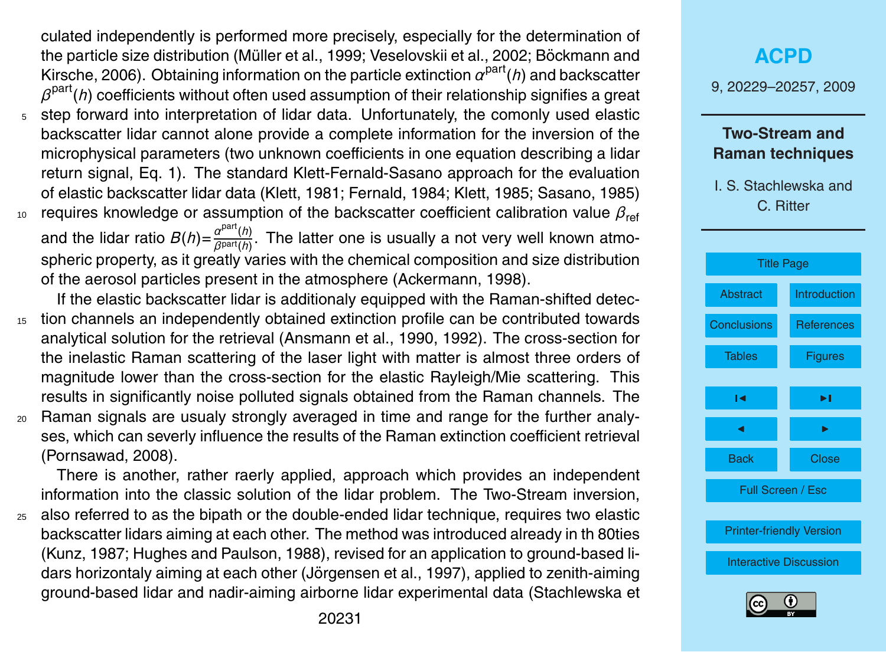culated independently is performed more precisely, especially for the determination of the particle size distribution (Müller et al., 1999; Veselovskii et al., 2002; Böckmann and Kirsche, 2006). Obtaining information on the particle extinction $\alpha^{\text{part}}(h)$ and backscatter $\beta^{\text{part}}(h)$ coefficients without often used assumption of their relationship signifies a great step forward into interpretation of lidar data. Unfortunately, the comonly used elastic backscatter lidar cannot alone provide a complete information for the inversion of the microphysical parameters (two unknown coefficients in one equation describing a lidar return signal, Eq. 1). The standard Klett-Fernald-Sasano approach for the evaluation of elastic backscatter lidar data (Klett, 1981; Fernald, 1984; Klett, 1985; Sasano, 1985) requires knowledge or assumption of the backscatter coefficient calibration value $\beta_{\text{ref}}$ and the lidar ratio $B(h)=\frac{\alpha^{\text{part}}(h)}{\beta^{\text{part}}(h)}$. The latter one is usually a not very well known atmospheric property, as it greatly varies with the chemical composition and size distribution of the aerosol particles present in the atmosphere (Ackermann, 1998).

If the elastic backscatter lidar is additionaly equipped with the Raman-shifted detection channels an independently obtained extinction profile can be contributed towards analytical solution for the retrieval (Ansmann et al., 1990, 1992). The cross-section for the inelastic Raman scattering of the laser light with matter is almost three orders of magnitude lower than the cross-section for the elastic Rayleigh/Mie scattering. This results in significantly noise polluted signals obtained from the Raman channels. The Raman signals are usualy strongly averaged in time and range for the further analyses, which can severly influence the results of the Raman extinction coefficient retrieval (Pornsawad, 2008).

There is another, rather raerly applied, approach which provides an independent information into the classic solution of the lidar problem. The Two-Stream inversion, also referred to as the bipath or the double-ended lidar technique, requires two elastic backscatter lidars aiming at each other. The method was introduced already in th 80ties (Kunz, 1987; Hughes and Paulson, 1988), revised for an application to ground-based lidars horizontaly aiming at each other (Jörgensen et al., 1997), applied to zenith-aiming ground-based lidar and nadir-aiming airborne lidar experimental data (Stachlewska et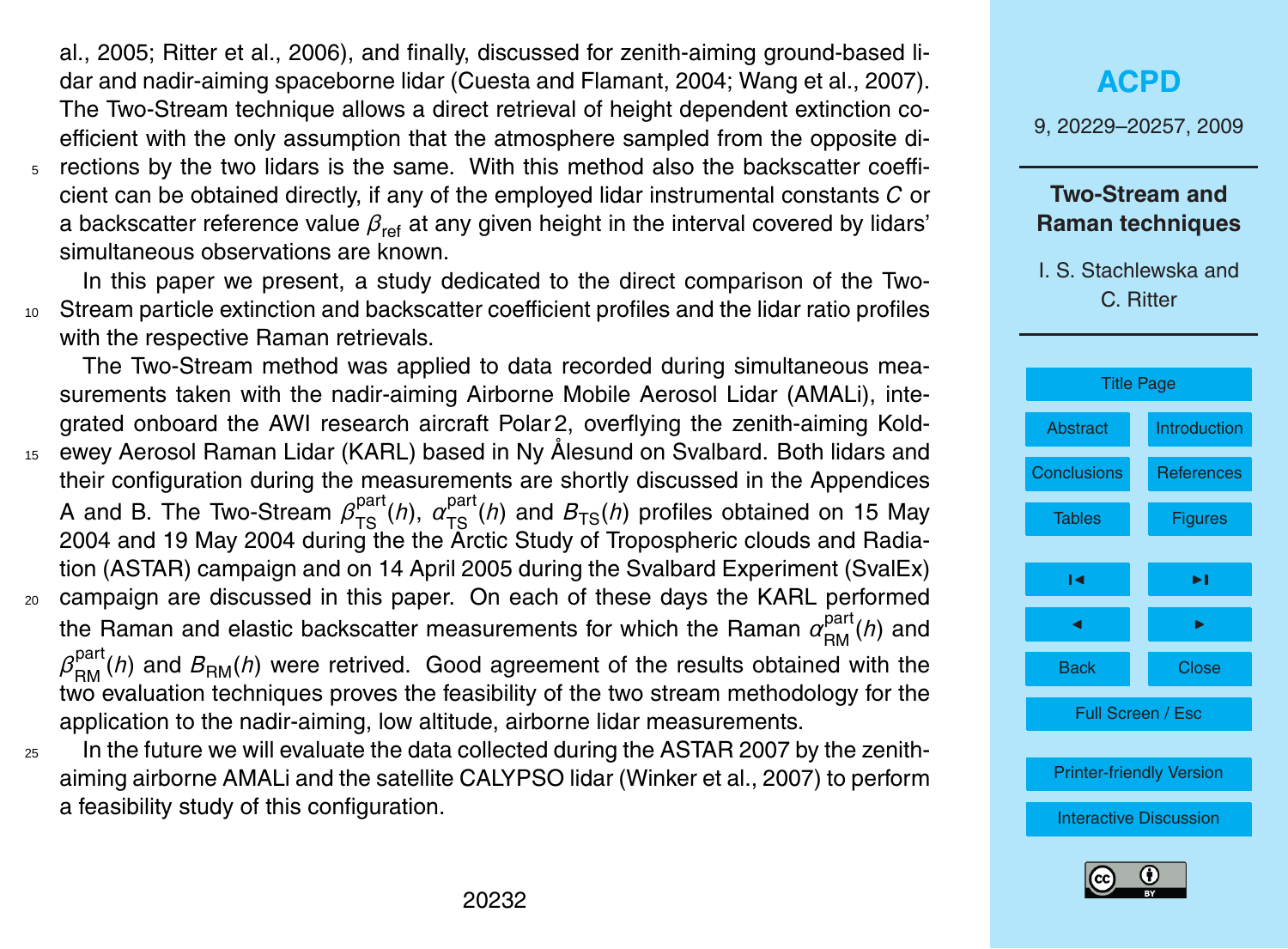al., 2005; Ritter et al., 2006), and finally, discussed for zenith-aiming ground-based lidar and nadir-aiming spaceborne lidar (Cuesta and Flamant, 2004; Wang et al., 2007). The Two-Stream technique allows a direct retrieval of height dependent extinction coefficient with the only assumption that the atmosphere sampled from the opposite directions by the two lidars is the same. With this method also the backscatter coefficient can be obtained directly, if any of the employed lidar instrumental constants $C$ or a backscatter reference value $\beta_{\text{ref}}$ at any given height in the interval covered by lidars' simultaneous observations are known.

In this paper we present, a study dedicated to the direct comparison of the Two-Stream particle extinction and backscatter coefficient profiles and the lidar ratio profiles with the respective Raman retrievals.

The Two-Stream method was applied to data recorded during simultaneous measurements taken with the nadir-aiming Airborne Mobile Aerosol Lidar (AMALi), integrated onboard the AWI research aircraft Polar 2, overflying the zenith-aiming Koldewey Aerosol Raman Lidar (KARL) based in Ny Ålesund on Svalbard. Both lidars and their configuration during the measurements are shortly discussed in the Appendices A and B. The Two-Stream $\beta_{\text{TS}}^{\text{part}}(h)$, $\alpha_{\text{TS}}^{\text{part}}(h)$ and $B_{\text{TS}}(h)$ profiles obtained on 15 May 2004 and 19 May 2004 during the the Arctic Study of Tropospheric clouds and Radiation (ASTAR) campaign and on 14 April 2005 during the Svalbard Experiment (SvalEx) campaign are discussed in this paper. On each of these days the KARL performed the Raman and elastic backscatter measurements for which the Raman $\alpha_{\text{RM}}^{\text{part}}(h)$ and $\beta_{\text{RM}}^{\text{part}}(h)$ and $B_{\text{RM}}(h)$ were retrieved. Good agreement of the results obtained with the two evaluation techniques proves the feasibility of the two stream methodology for the application to the nadir-aiming, low altitude, airborne lidar measurements.

In the future we will evaluate the data collected during the ASTAR 2007 by the zenith-aiming airborne AMALi and the satellite CALYPSO lidar (Winker et al., 2007) to perform a feasibility study of this configuration.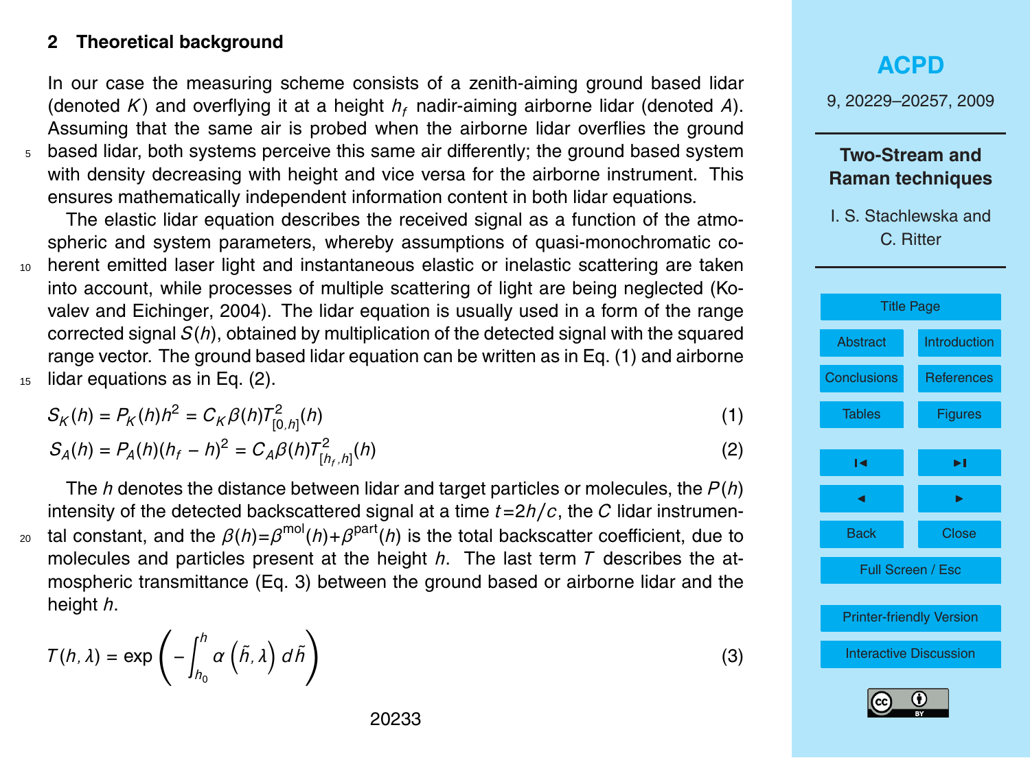## 2 Theoretical background

In our case the measuring scheme consists of a zenith-aiming ground based lidar (denoted $K$) and overflying it at a height $h_f$ nadir-aiming airborne lidar (denoted $A$). Assuming that the same air is probed when the airborne lidar overflies the ground based lidar, both systems perceive this same air differently; the ground based system with density decreasing with height and vice versa for the airborne instrument. This ensures mathematically independent information content in both lidar equations.

The elastic lidar equation describes the received signal as a function of the atmospheric and system parameters, whereby assumptions of quasi-monochromatic coherent emitted laser light and instantaneous elastic or inelastic scattering are taken into account, while processes of multiple scattering of light are being neglected (Kovalev and Eichinger, 2004). The lidar equation is usually used in a form of the range corrected signal $S(h)$, obtained by multiplication of the detected signal with the squared range vector. The ground based lidar equation can be written as in Eq. (1) and airborne lidar equations as in Eq. (2).

$$S_K(h) = P_K(h)h^2 = C_K\beta(h)T^2_{[0,h]}(h) \tag{1}$$

$$S_A(h) = P_A(h)(h_f - h)^2 = C_A\beta(h)T^2_{[h_f,h]}(h) \tag{2}$$

The $h$ denotes the distance between lidar and target particles or molecules, the $P(h)$ intensity of the detected backscattered signal at a time $t$=$2h/c$, the $C$ lidar instrumental constant, and the $\beta(h)$=$\beta^{\mathrm{mol}}(h)$+$\beta^{\mathrm{part}}(h)$ is the total backscatter coefficient, due to molecules and particles present at the height $h$. The last term $T$ describes the atmospheric transmittance (Eq. 3) between the ground based or airborne lidar and the height $h$.

$$T(h,\lambda) = \exp\left(-\int_{h_0}^{h}\alpha\left(\tilde{h},\lambda\right)d\tilde{h}\right) \tag{3}$$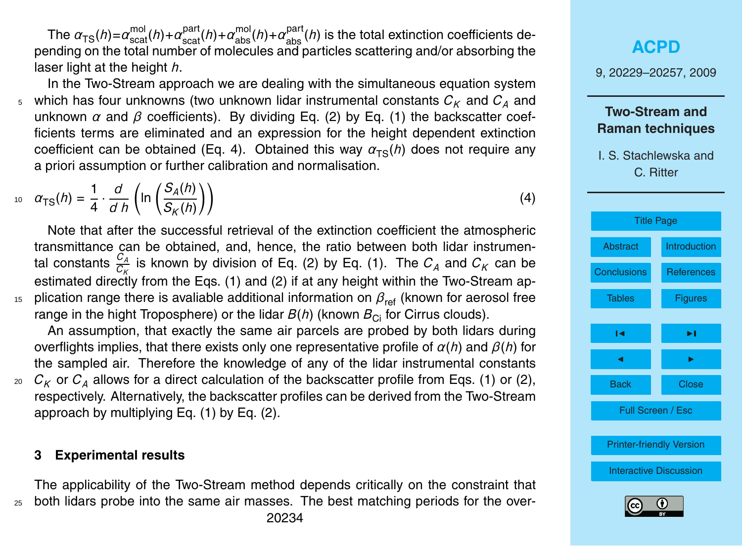The $\alpha_{\mathrm{TS}}(h)=\alpha_{\mathrm{scat}}^{\mathrm{mol}}(h)+\alpha_{\mathrm{scat}}^{\mathrm{part}}(h)+\alpha_{\mathrm{abs}}^{\mathrm{mol}}(h)+\alpha_{\mathrm{abs}}^{\mathrm{part}}(h)$ is the total extinction coefficients depending on the total number of molecules and particles scattering and/or absorbing the laser light at the height $h$.

In the Two-Stream approach we are dealing with the simultaneous equation system which has four unknowns (two unknown lidar instrumental constants $C_K$ and $C_A$ and unknown $\alpha$ and $\beta$ coefficients). By dividing Eq. (2) by Eq. (1) the backscatter coefficients terms are eliminated and an expression for the height dependent extinction coefficient can be obtained (Eq. 4). Obtained this way $\alpha_{\mathrm{TS}}(h)$ does not require any a priori assumption or further calibration and normalisation.

$$\alpha_{\mathrm{TS}}(h) = \frac{1}{4} \cdot \frac{d}{d\,h} \left( \ln \left( \frac{S_A(h)}{S_K(h)} \right) \right) \tag{4}$$

Note that after the successful retrieval of the extinction coefficient the atmospheric transmittance can be obtained, and, hence, the ratio between both lidar instrumental constants $\frac{C_A}{C_K}$ is known by division of Eq. (2) by Eq. (1). The $C_A$ and $C_K$ can be estimated directly from the Eqs. (1) and (2) if at any height within the Two-Stream application range there is avaliable additional information on $\beta_{\mathrm{ref}}$ (known for aerosol free range in the hight Troposphere) or the lidar $B(h)$ (known $B_{\mathrm{Ci}}$ for Cirrus clouds).

An assumption, that exactly the same air parcels are probed by both lidars during overflights implies, that there exists only one representative profile of $\alpha(h)$ and $\beta(h)$ for the sampled air. Therefore the knowledge of any of the lidar instrumental constants $C_K$ or $C_A$ allows for a direct calculation of the backscatter profile from Eqs. (1) or (2), respectively. Alternatively, the backscatter profiles can be derived from the Two-Stream approach by multiplying Eq. (1) by Eq. (2).

## 3 Experimental results

The applicability of the Two-Stream method depends critically on the constraint that both lidars probe into the same air masses. The best matching periods for the over-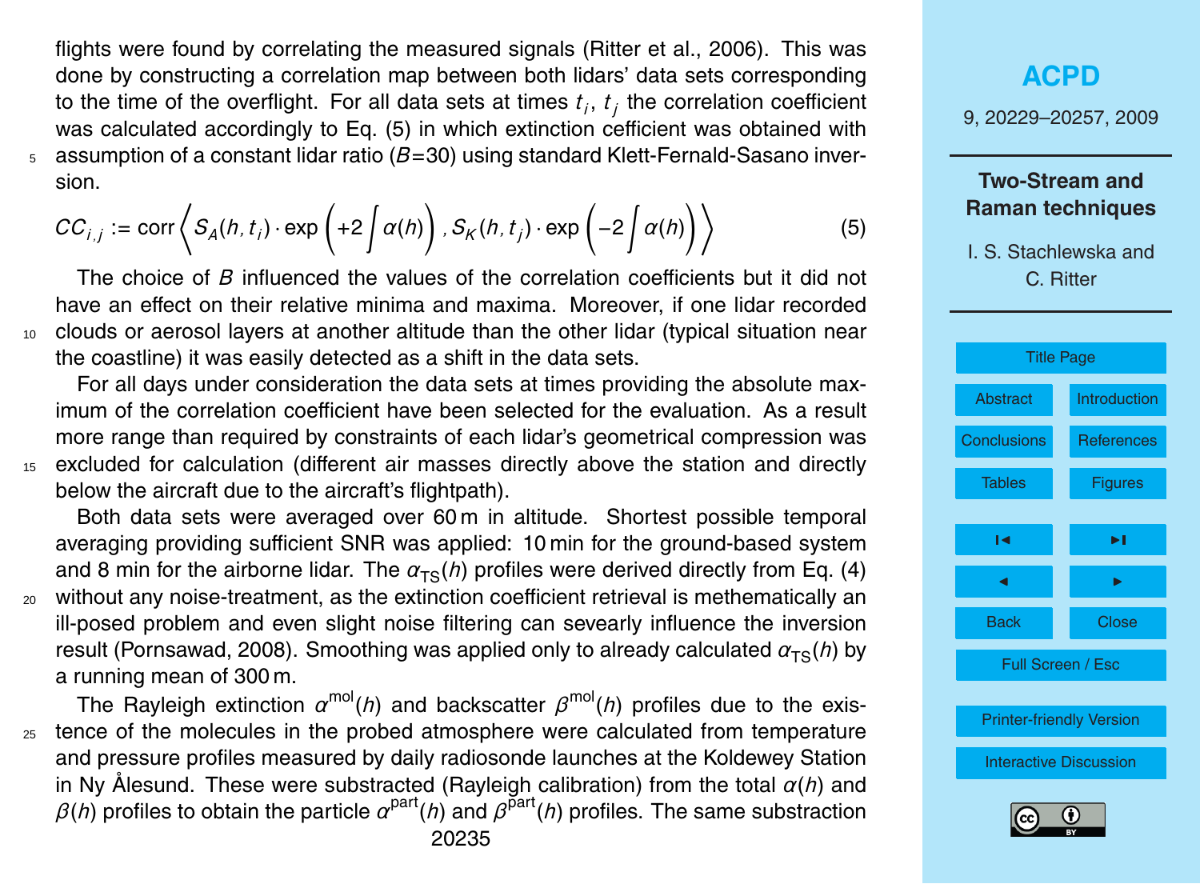flights were found by correlating the measured signals (Ritter et al., 2006). This was done by constructing a correlation map between both lidars' data sets corresponding to the time of the overflight. For all data sets at times $t_i$, $t_j$ the correlation coefficient was calculated accordingly to Eq. (5) in which extinction cefficient was obtained with assumption of a constant lidar ratio ($B$=30) using standard Klett-Fernald-Sasano inversion.

$$CC_{i,j} := \mathrm{corr}\left\langle S_A(h,t_i)\cdot\exp\left(+2\int\alpha(h)\right), S_K(h,t_j)\cdot\exp\left(-2\int\alpha(h)\right)\right\rangle \tag{5}$$

The choice of $B$ influenced the values of the correlation coefficients but it did not have an effect on their relative minima and maxima. Moreover, if one lidar recorded clouds or aerosol layers at another altitude than the other lidar (typical situation near the coastline) it was easily detected as a shift in the data sets.

For all days under consideration the data sets at times providing the absolute maximum of the correlation coefficient have been selected for the evaluation. As a result more range than required by constraints of each lidar's geometrical compression was excluded for calculation (different air masses directly above the station and directly below the aircraft due to the aircraft's flightpath).

Both data sets were averaged over 60 m in altitude. Shortest possible temporal averaging providing sufficient SNR was applied: 10 min for the ground-based system and 8 min for the airborne lidar. The $\alpha_{\mathrm{TS}}(h)$ profiles were derived directly from Eq. (4) without any noise-treatment, as the extinction coefficient retrieval is methematically an ill-posed problem and even slight noise filtering can sevearly influence the inversion result (Pornsawad, 2008). Smoothing was applied only to already calculated $\alpha_{\mathrm{TS}}(h)$ by a running mean of 300 m.

The Rayleigh extinction $\alpha^{\mathrm{mol}}(h)$ and backscatter $\beta^{\mathrm{mol}}(h)$ profiles due to the existence of the molecules in the probed atmosphere were calculated from temperature and pressure profiles measured by daily radiosonde launches at the Koldewey Station in Ny Ålesund. These were substracted (Rayleigh calibration) from the total $\alpha(h)$ and $\beta(h)$ profiles to obtain the particle $\alpha^{\mathrm{part}}(h)$ and $\beta^{\mathrm{part}}(h)$ profiles. The same substraction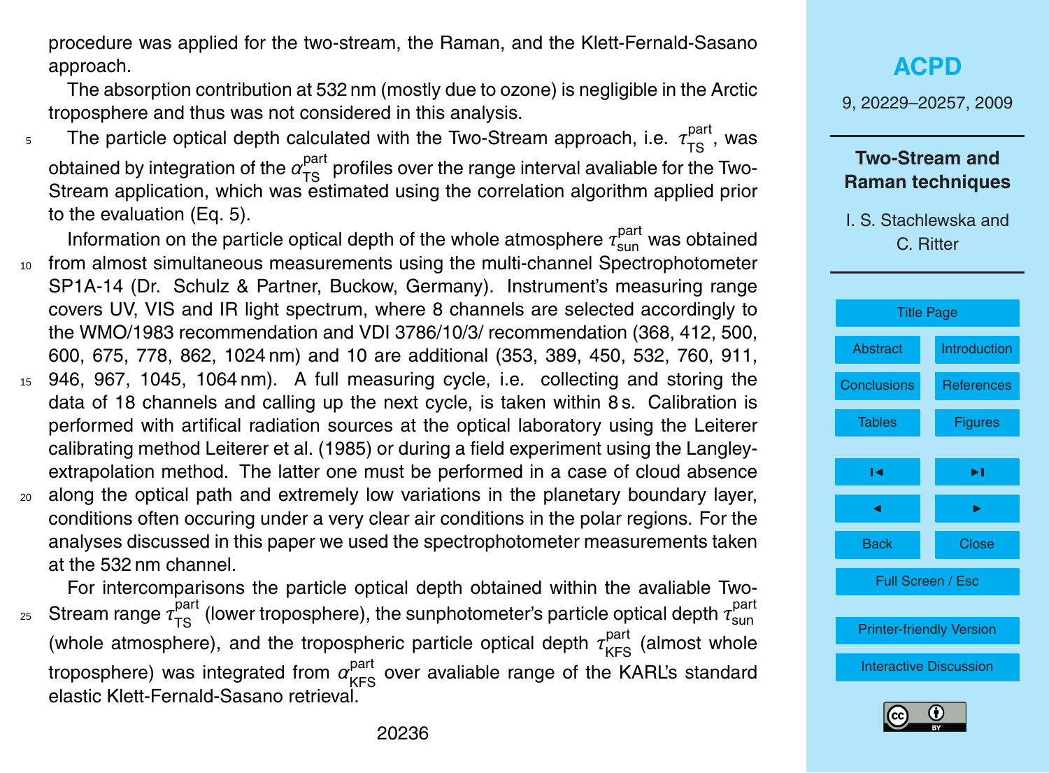procedure was applied for the two-stream, the Raman, and the Klett-Fernald-Sasano approach.

The absorption contribution at 532 nm (mostly due to ozone) is negligible in the Arctic troposphere and thus was not considered in this analysis.

The particle optical depth calculated with the Two-Stream approach, i.e. $\tau_{\mathrm{TS}}^{\mathrm{part}}$, was obtained by integration of the $\alpha_{\mathrm{TS}}^{\mathrm{part}}$ profiles over the range interval avaliable for the Two-Stream application, which was estimated using the correlation algorithm applied prior to the evaluation (Eq. 5).

Information on the particle optical depth of the whole atmosphere $\tau_{\mathrm{sun}}^{\mathrm{part}}$ was obtained from almost simultaneous measurements using the multi-channel Spectrophotometer SP1A-14 (Dr. Schulz & Partner, Buckow, Germany). Instrument's measuring range covers UV, VIS and IR light spectrum, where 8 channels are selected accordingly to the WMO/1983 recommendation and VDI 3786/10/3/ recommendation (368, 412, 500, 600, 675, 778, 862, 1024 nm) and 10 are additional (353, 389, 450, 532, 760, 911, 946, 967, 1045, 1064 nm). A full measuring cycle, i.e. collecting and storing the data of 18 channels and calling up the next cycle, is taken within 8 s. Calibration is performed with artifical radiation sources at the optical laboratory using the Leiterer calibrating method Leiterer et al. (1985) or during a field experiment using the Langley-extrapolation method. The latter one must be performed in a case of cloud absence along the optical path and extremely low variations in the planetary boundary layer, conditions often occuring under a very clear air conditions in the polar regions. For the analyses discussed in this paper we used the spectrophotometer measurements taken at the 532 nm channel.

For intercomparisons the particle optical depth obtained within the avaliable Two-Stream range $\tau_{\mathrm{TS}}^{\mathrm{part}}$ (lower troposphere), the sunphotometer's particle optical depth $\tau_{\mathrm{sun}}^{\mathrm{part}}$ (whole atmosphere), and the tropospheric particle optical depth $\tau_{\mathrm{KFS}}^{\mathrm{part}}$ (almost whole troposphere) was integrated from $\alpha_{\mathrm{KFS}}^{\mathrm{part}}$ over avaliable range of the KARL's standard elastic Klett-Fernald-Sasano retrieval.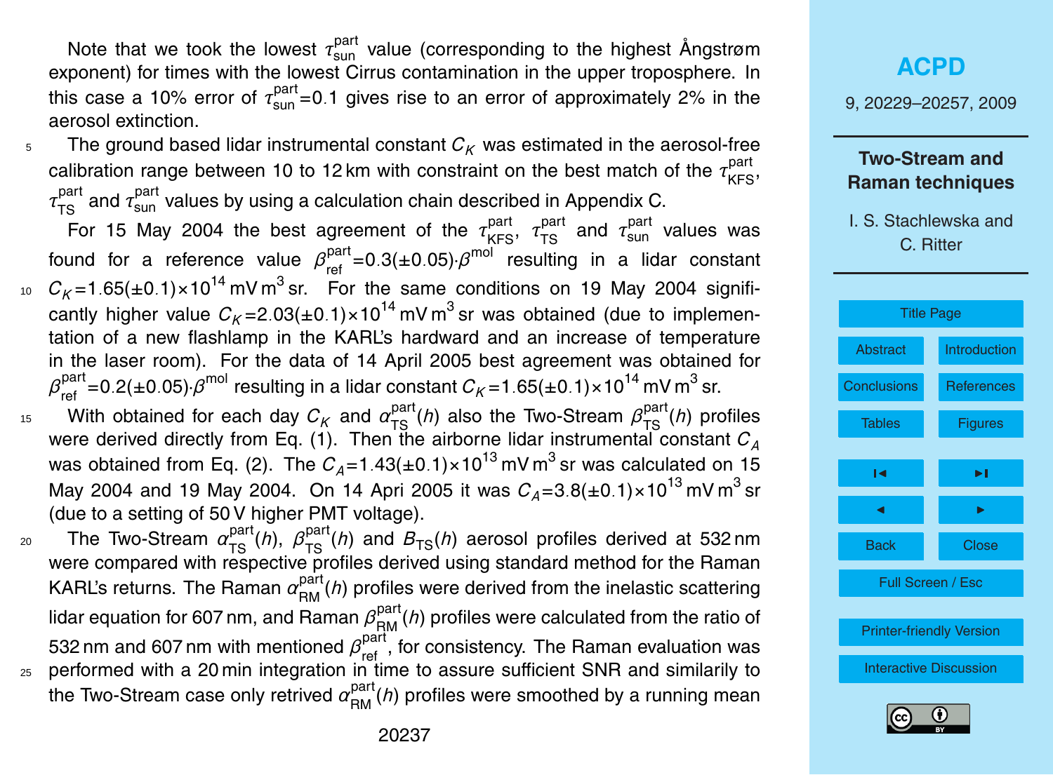Note that we took the lowest $\tau_{\text{sun}}^{\text{part}}$ value (corresponding to the highest Ångstrøm exponent) for times with the lowest Cirrus contamination in the upper troposphere. In this case a 10% error of $\tau_{\text{sun}}^{\text{part}}$=0.1 gives rise to an error of approximately 2% in the aerosol extinction.

The ground based lidar instrumental constant $C_K$ was estimated in the aerosol-free calibration range between 10 to 12 km with constraint on the best match of the $\tau_{\text{KFS}}^{\text{part}}$, $\tau_{\text{TS}}^{\text{part}}$ and $\tau_{\text{sun}}^{\text{part}}$ values by using a calculation chain described in Appendix C.

For 15 May 2004 the best agreement of the $\tau_{\text{KFS}}^{\text{part}}$, $\tau_{\text{TS}}^{\text{part}}$ and $\tau_{\text{sun}}^{\text{part}}$ values was found for a reference value $\beta_{\text{ref}}^{\text{part}}=0.3(\pm0.05)\cdot\beta^{\text{mol}}$ resulting in a lidar constant $C_K=1.65(\pm0.1)\times10^{14}$ mV m$^3$ sr. For the same conditions on 19 May 2004 significantly higher value $C_K=2.03(\pm0.1)\times10^{14}$ mV m$^3$ sr was obtained (due to implementation of a new flashlamp in the KARL's hardward and an increase of temperature in the laser room). For the data of 14 April 2005 best agreement was obtained for $\beta_{\text{ref}}^{\text{part}}=0.2(\pm0.05)\cdot\beta^{\text{mol}}$ resulting in a lidar constant $C_K=1.65(\pm0.1)\times10^{14}$ mV m$^3$ sr.

With obtained for each day $C_K$ and $\alpha_{\text{TS}}^{\text{part}}(h)$ also the Two-Stream $\beta_{\text{TS}}^{\text{part}}(h)$ profiles were derived directly from Eq. (1). Then the airborne lidar instrumental constant $C_A$ was obtained from Eq. (2). The $C_A=1.43(\pm0.1)\times10^{13}$ mV m$^3$ sr was calculated on 15 May 2004 and 19 May 2004. On 14 Apri 2005 it was $C_A=3.8(\pm0.1)\times10^{13}$ mV m$^3$ sr (due to a setting of 50 V higher PMT voltage).

The Two-Stream $\alpha_{\text{TS}}^{\text{part}}(h)$, $\beta_{\text{TS}}^{\text{part}}(h)$ and $B_{\text{TS}}(h)$ aerosol profiles derived at 532 nm were compared with respective profiles derived using standard method for the Raman KARL's returns. The Raman $\alpha_{\text{RM}}^{\text{part}}(h)$ profiles were derived from the inelastic scattering lidar equation for 607 nm, and Raman $\beta_{\text{RM}}^{\text{part}}(h)$ profiles were calculated from the ratio of 532 nm and 607 nm with mentioned $\beta_{\text{ref}}^{\text{part}}$, for consistency. The Raman evaluation was performed with a 20 min integration in time to assure sufficient SNR and similarly to the Two-Stream case only retrived $\alpha_{\text{RM}}^{\text{part}}(h)$ profiles were smoothed by a running mean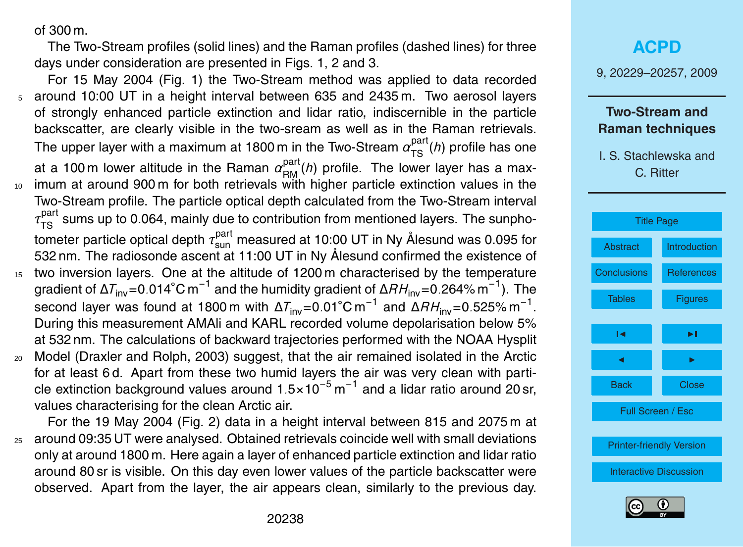of 300 m.

The Two-Stream profiles (solid lines) and the Raman profiles (dashed lines) for three days under consideration are presented in Figs. 1, 2 and 3.

For 15 May 2004 (Fig. 1) the Two-Stream method was applied to data recorded around 10:00 UT in a height interval between 635 and 2435 m. Two aerosol layers of strongly enhanced particle extinction and lidar ratio, indiscernible in the particle backscatter, are clearly visible in the two-sream as well as in the Raman retrievals. The upper layer with a maximum at 1800 m in the Two-Stream $\alpha_{\mathrm{TS}}^{\mathrm{part}}(h)$ profile has one at a 100 m lower altitude in the Raman $\alpha_{\mathrm{RM}}^{\mathrm{part}}(h)$ profile. The lower layer has a maximum at around 900 m for both retrievals with higher particle extinction values in the Two-Stream profile. The particle optical depth calculated from the Two-Stream interval $\tau_{\mathrm{TS}}^{\mathrm{part}}$ sums up to 0.064, mainly due to contribution from mentioned layers. The sunphotometer particle optical depth $\tau_{\mathrm{sun}}^{\mathrm{part}}$ measured at 10:00 UT in Ny Ålesund was 0.095 for 532 nm. The radiosonde ascent at 11:00 UT in Ny Ålesund confirmed the existence of two inversion layers. One at the altitude of 1200 m characterised by the temperature gradient of $\Delta T_{\mathrm{inv}}$=0.014°C m$^{-1}$ and the humidity gradient of $\Delta RH_{\mathrm{inv}}$=0.264% m$^{-1}$). The second layer was found at 1800 m with $\Delta T_{\mathrm{inv}}$=0.01°C m$^{-1}$ and $\Delta RH_{\mathrm{inv}}$=0.525% m$^{-1}$. During this measurement AMALi and KARL recorded volume depolarisation below 5% at 532 nm. The calculations of backward trajectories performed with the NOAA Hysplit Model (Draxler and Rolph, 2003) suggest, that the air remained isolated in the Arctic for at least 6 d. Apart from these two humid layers the air was very clean with particle extinction background values around 1.5×10$^{-5}$ m$^{-1}$ and a lidar ratio around 20 sr, values characterising for the clean Arctic air.

For the 19 May 2004 (Fig. 2) data in a height interval between 815 and 2075 m at around 09:35 UT were analysed. Obtained retrievals coincide well with small deviations only at around 1800 m. Here again a layer of enhanced particle extinction and lidar ratio around 80 sr is visible. On this day even lower values of the particle backscatter were observed. Apart from the layer, the air appears clean, similarly to the previous day.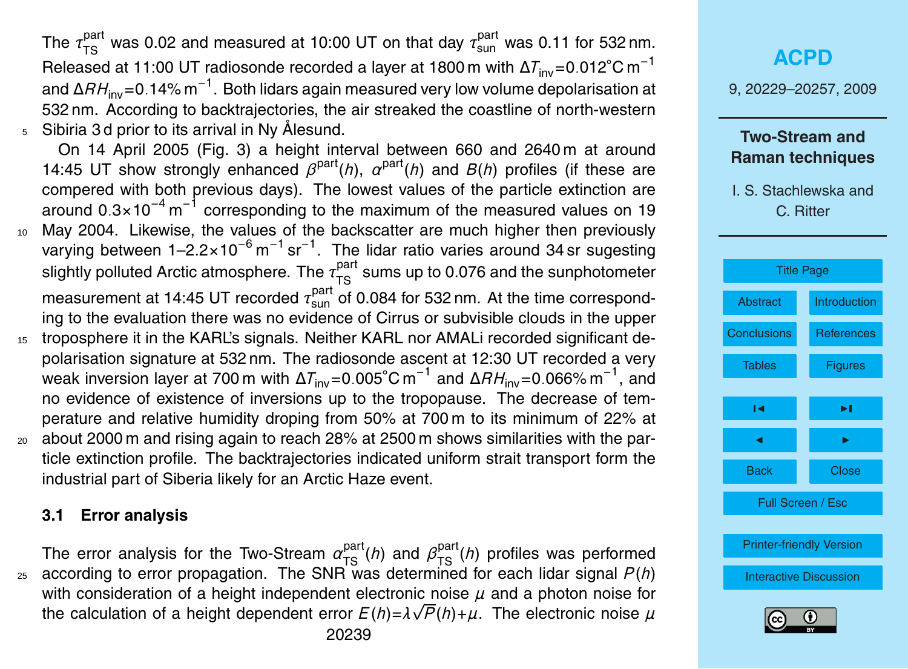The $\tau_{TS}^{part}$ was 0.02 and measured at 10:00 UT on that day $\tau_{sun}^{part}$ was 0.11 for 532 nm. Released at 11:00 UT radiosonde recorded a layer at 1800 m with $\Delta T_{inv}$=0.012°C m$^{-1}$ and $\Delta RH_{inv}$=0.14% m$^{-1}$. Both lidars again measured very low volume depolarisation at 532 nm. According to backtrajectories, the air streaked the coastline of north-western Sibiria 3 d prior to its arrival in Ny Ålesund.

On 14 April 2005 (Fig. 3) a height interval between 660 and 2640 m at around 14:45 UT show strongly enhanced $\beta^{part}(h)$, $\alpha^{part}(h)$ and $B(h)$ profiles (if these are compered with both previous days). The lowest values of the particle extinction are around 0.3×10$^{-4}$ m$^{-1}$ corresponding to the maximum of the measured values on 19 May 2004. Likewise, the values of the backscatter are much higher then previously varying between 1–2.2×10$^{-6}$ m$^{-1}$ sr$^{-1}$. The lidar ratio varies around 34 sr sugesting slightly polluted Arctic atmosphere. The $\tau_{TS}^{part}$ sums up to 0.076 and the sunphotometer measurement at 14:45 UT recorded $\tau_{sun}^{part}$ of 0.084 for 532 nm. At the time corresponding to the evaluation there was no evidence of Cirrus or subvisible clouds in the upper troposphere it in the KARL's signals. Neither KARL nor AMALi recorded significant depolarisation signature at 532 nm. The radiosonde ascent at 12:30 UT recorded a very weak inversion layer at 700 m with $\Delta T_{inv}$=0.005°C m$^{-1}$ and $\Delta RH_{inv}$=0.066% m$^{-1}$, and no evidence of existence of inversions up to the tropopause. The decrease of temperature and relative humidity droping from 50% at 700 m to its minimum of 22% at about 2000 m and rising again to reach 28% at 2500 m shows similarities with the particle extinction profile. The backtrajectories indicated uniform strait transport form the industrial part of Siberia likely for an Arctic Haze event.

### 3.1 Error analysis

The error analysis for the Two-Stream $\alpha_{TS}^{part}(h)$ and $\beta_{TS}^{part}(h)$ profiles was performed according to error propagation. The SNR was determined for each lidar signal $P(h)$ with consideration of a height independent electronic noise $\mu$ and a photon noise for the calculation of a height dependent error $E(h)=\lambda\sqrt{P}(h)+\mu$. The electronic noise $\mu$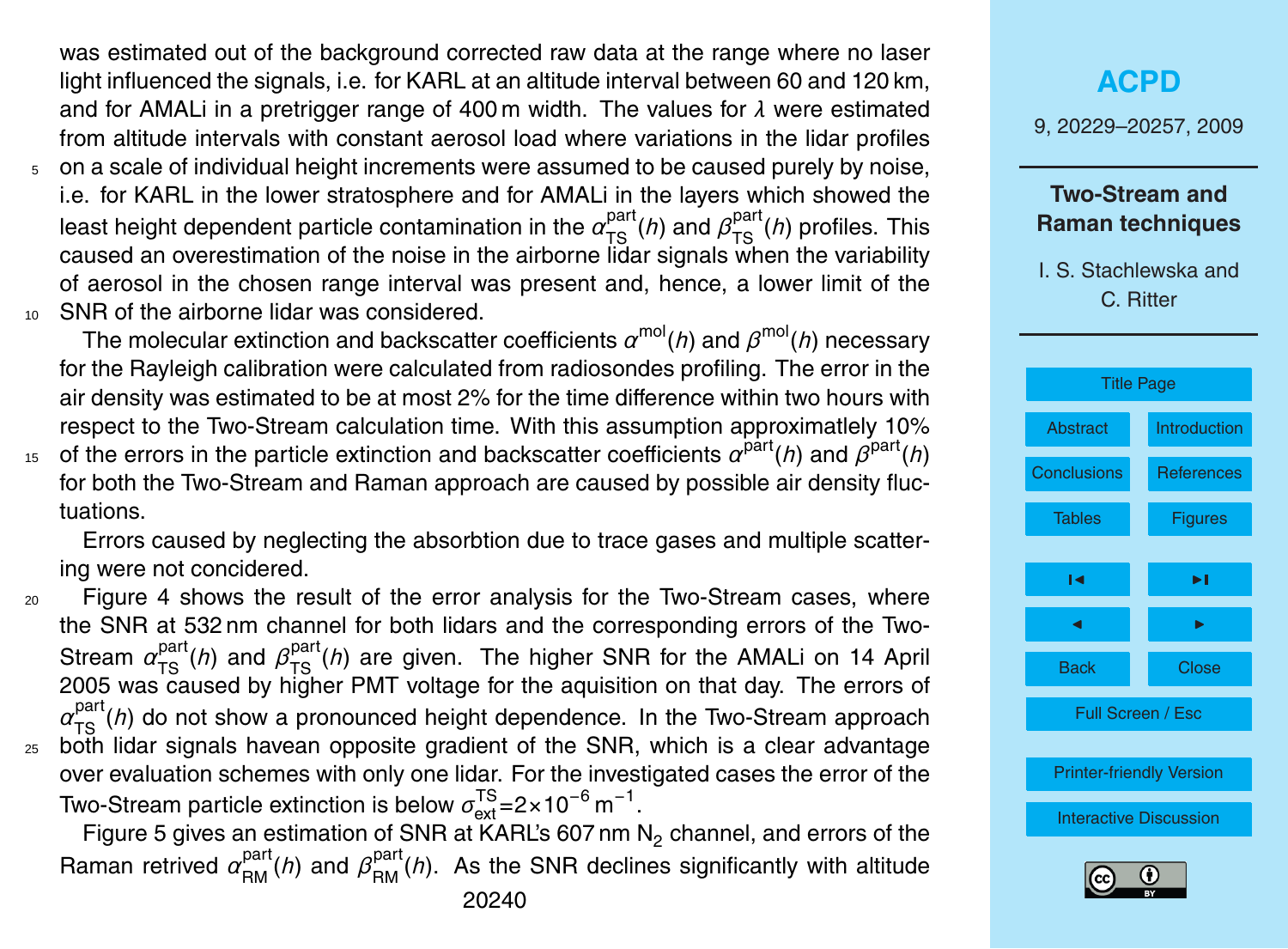was estimated out of the background corrected raw data at the range where no laser light influenced the signals, i.e. for KARL at an altitude interval between 60 and 120 km, and for AMALi in a pretrigger range of 400 m width. The values for $\lambda$ were estimated from altitude intervals with constant aerosol load where variations in the lidar profiles on a scale of individual height increments were assumed to be caused purely by noise, i.e. for KARL in the lower stratosphere and for AMALi in the layers which showed the least height dependent particle contamination in the $\alpha_{\text{TS}}^{\text{part}}(h)$ and $\beta_{\text{TS}}^{\text{part}}(h)$ profiles. This caused an overestimation of the noise in the airborne lidar signals when the variability of aerosol in the chosen range interval was present and, hence, a lower limit of the SNR of the airborne lidar was considered.

The molecular extinction and backscatter coefficients $\alpha^{\text{mol}}(h)$ and $\beta^{\text{mol}}(h)$ necessary for the Rayleigh calibration were calculated from radiosondes profiling. The error in the air density was estimated to be at most 2% for the time difference within two hours with respect to the Two-Stream calculation time. With this assumption approximately 10% of the errors in the particle extinction and backscatter coefficients $\alpha^{\text{part}}(h)$ and $\beta^{\text{part}}(h)$ for both the Two-Stream and Raman approach are caused by possible air density fluctuations.

Errors caused by neglecting the absorbtion due to trace gases and multiple scattering were not concidered.

Figure 4 shows the result of the error analysis for the Two-Stream cases, where the SNR at 532 nm channel for both lidars and the corresponding errors of the Two-Stream $\alpha_{\text{TS}}^{\text{part}}(h)$ and $\beta_{\text{TS}}^{\text{part}}(h)$ are given. The higher SNR for the AMALi on 14 April 2005 was caused by higher PMT voltage for the aquisition on that day. The errors of $\alpha_{\text{TS}}^{\text{part}}(h)$ do not show a pronounced height dependence. In the Two-Stream approach both lidar signals havean opposite gradient of the SNR, which is a clear advantage over evaluation schemes with only one lidar. For the investigated cases the error of the Two-Stream particle extinction is below $\sigma_{\text{ext}}^{\text{TS}}=2\times10^{-6}\,\text{m}^{-1}$.

Figure 5 gives an estimation of SNR at KARL's 607 nm $N_2$ channel, and errors of the Raman retrived $\alpha_{\text{RM}}^{\text{part}}(h)$ and $\beta_{\text{RM}}^{\text{part}}(h)$. As the SNR declines significantly with altitude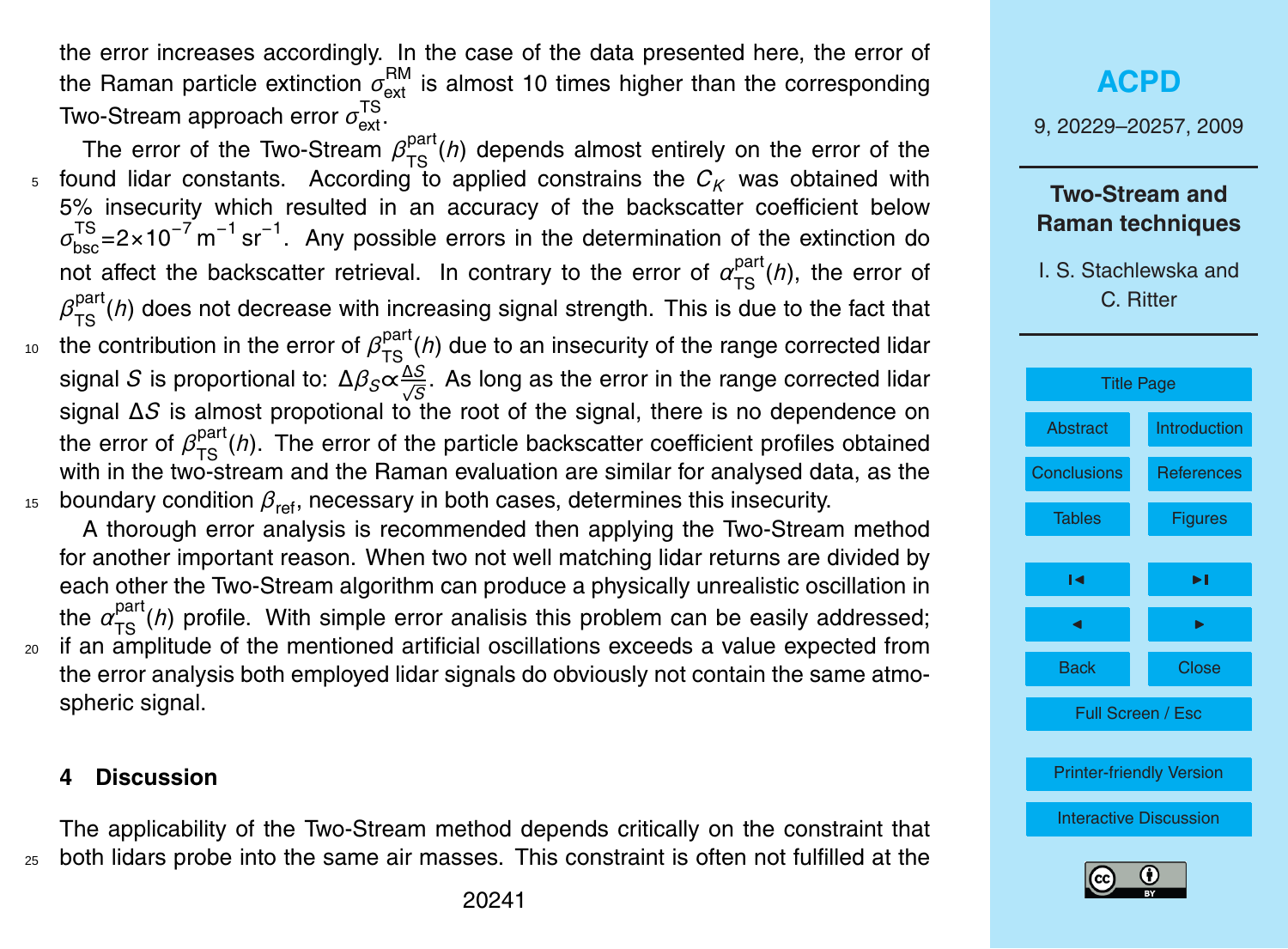the error increases accordingly. In the case of the data presented here, the error of the Raman particle extinction $\sigma_{\text{ext}}^{\text{RM}}$ is almost 10 times higher than the corresponding Two-Stream approach error $\sigma_{\text{ext}}^{\text{TS}}$.

The error of the Two-Stream $\beta_{\text{TS}}^{\text{part}}(h)$ depends almost entirely on the error of the found lidar constants. According to applied constrains the $C_K$ was obtained with 5% insecurity which resulted in an accuracy of the backscatter coefficient below $\sigma_{\text{bsc}}^{\text{TS}}=2\times10^{-7}\,\text{m}^{-1}\,\text{sr}^{-1}$. Any possible errors in the determination of the extinction do not affect the backscatter retrieval. In contrary to the error of $\alpha_{\text{TS}}^{\text{part}}(h)$, the error of $\beta_{\text{TS}}^{\text{part}}(h)$ does not decrease with increasing signal strength. This is due to the fact that the contribution in the error of $\beta_{\text{TS}}^{\text{part}}(h)$ due to an insecurity of the range corrected lidar signal $S$ is proportional to: $\Delta\beta_S \propto \frac{\Delta S}{\sqrt{S}}$. As long as the error in the range corrected lidar signal $\Delta S$ is almost propotional to the root of the signal, there is no dependence on the error of $\beta_{\text{TS}}^{\text{part}}(h)$. The error of the particle backscatter coefficient profiles obtained with in the two-stream and the Raman evaluation are similar for analysed data, as the boundary condition $\beta_{\text{ref}}$, necessary in both cases, determines this insecurity.

A thorough error analysis is recommended then applying the Two-Stream method for another important reason. When two not well matching lidar returns are divided by each other the Two-Stream algorithm can produce a physically unrealistic oscillation in the $\alpha_{\text{TS}}^{\text{part}}(h)$ profile. With simple error analisis this problem can be easily addressed; if an amplitude of the mentioned artificial oscillations exceeds a value expected from the error analysis both employed lidar signals do obviously not contain the same atmospheric signal.

## 4 Discussion

The applicability of the Two-Stream method depends critically on the constraint that both lidars probe into the same air masses. This constraint is often not fulfilled at the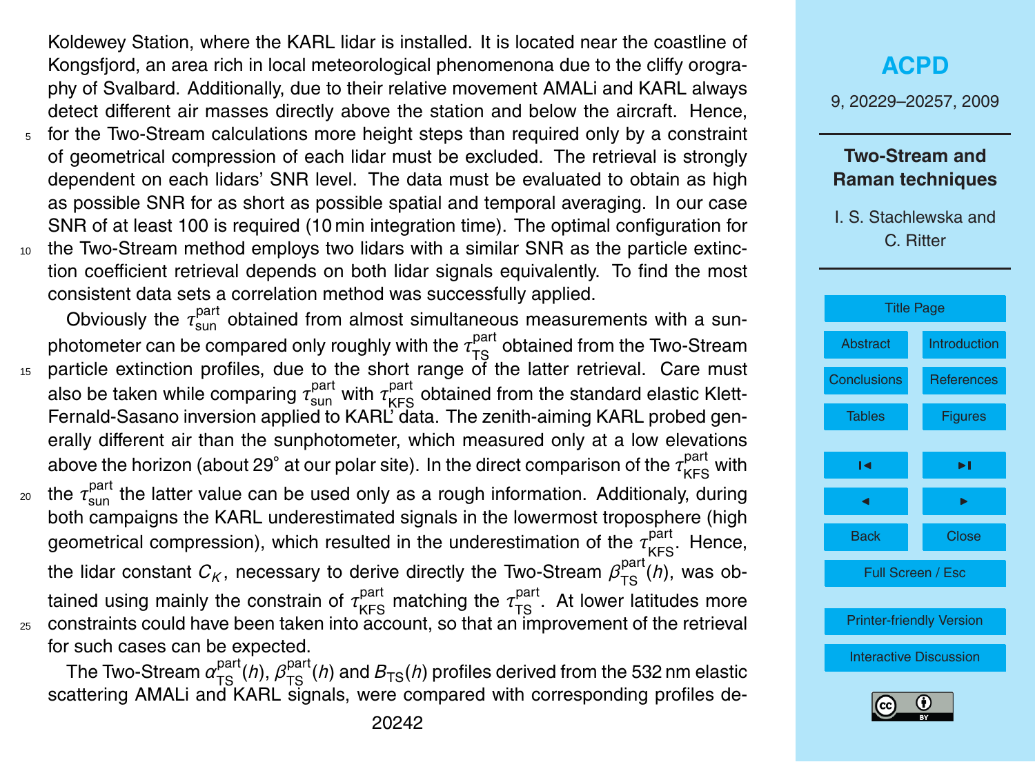Koldewey Station, where the KARL lidar is installed. It is located near the coastline of Kongsfjord, an area rich in local meteorological phenomenona due to the cliffy orography of Svalbard. Additionally, due to their relative movement AMALi and KARL always detect different air masses directly above the station and below the aircraft. Hence, for the Two-Stream calculations more height steps than required only by a constraint of geometrical compression of each lidar must be excluded. The retrieval is strongly dependent on each lidars' SNR level. The data must be evaluated to obtain as high as possible SNR for as short as possible spatial and temporal averaging. In our case SNR of at least 100 is required (10 min integration time). The optimal configuration for the Two-Stream method employs two lidars with a similar SNR as the particle extinction coefficient retrieval depends on both lidar signals equivalently. To find the most consistent data sets a correlation method was successfully applied.

Obviously the $\tau_{\text{sun}}^{\text{part}}$ obtained from almost simultaneous measurements with a sunphotometer can be compared only roughly with the $\tau_{\text{TS}}^{\text{part}}$ obtained from the Two-Stream particle extinction profiles, due to the short range of the latter retrieval. Care must also be taken while comparing $\tau_{\text{sun}}^{\text{part}}$ with $\tau_{\text{KFS}}^{\text{part}}$ obtained from the standard elastic Klett-Fernald-Sasano inversion applied to KARL data. The zenith-aiming KARL probed generally different air than the sunphotometer, which measured only at a low elevations above the horizon (about 29° at our polar site). In the direct comparison of the $\tau_{\text{KFS}}^{\text{part}}$ with the $\tau_{\text{sun}}^{\text{part}}$ the latter value can be used only as a rough information. Additionaly, during both campaigns the KARL underestimated signals in the lowermost troposphere (high geometrical compression), which resulted in the underestimation of the $\tau_{\text{KFS}}^{\text{part}}$. Hence, the lidar constant $C_K$, necessary to derive directly the Two-Stream $\beta_{\text{TS}}^{\text{part}}(h)$, was obtained using mainly the constrain of $\tau_{\text{KFS}}^{\text{part}}$ matching the $\tau_{\text{TS}}^{\text{part}}$. At lower latitudes more constraints could have been taken into account, so that an improvement of the retrieval for such cases can be expected.

The Two-Stream $\alpha_{\text{TS}}^{\text{part}}(h)$, $\beta_{\text{TS}}^{\text{part}}(h)$ and $B_{\text{TS}}(h)$ profiles derived from the 532 nm elastic scattering AMALi and KARL signals, were compared with corresponding profiles de-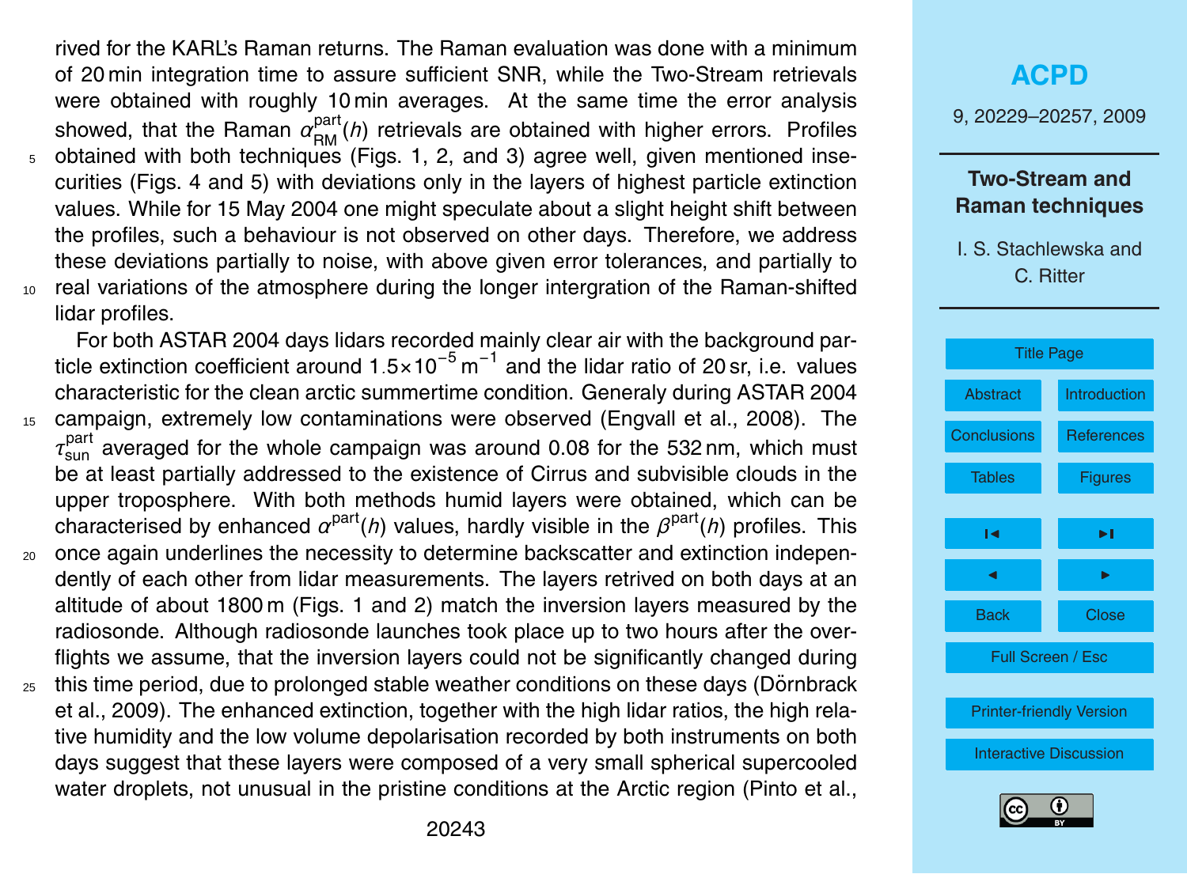rived for the KARL's Raman returns. The Raman evaluation was done with a minimum of 20 min integration time to assure sufficient SNR, while the Two-Stream retrievals were obtained with roughly 10 min averages. At the same time the error analysis showed, that the Raman $\alpha_{\mathrm{RM}}^{\mathrm{part}}(h)$ retrievals are obtained with higher errors. Profiles obtained with both techniques (Figs. 1, 2, and 3) agree well, given mentioned insecurities (Figs. 4 and 5) with deviations only in the layers of highest particle extinction values. While for 15 May 2004 one might speculate about a slight height shift between the profiles, such a behaviour is not observed on other days. Therefore, we address these deviations partially to noise, with above given error tolerances, and partially to real variations of the atmosphere during the longer intergration of the Raman-shifted lidar profiles.

For both ASTAR 2004 days lidars recorded mainly clear air with the background particle extinction coefficient around $1.5\times10^{-5}\,\mathrm{m}^{-1}$ and the lidar ratio of 20 sr, i.e. values characteristic for the clean arctic summertime condition. Generaly during ASTAR 2004 campaign, extremely low contaminations were observed (Engvall et al., 2008). The $\tau_{\mathrm{sun}}^{\mathrm{part}}$ averaged for the whole campaign was around 0.08 for the 532 nm, which must be at least partially addressed to the existence of Cirrus and subvisible clouds in the upper troposphere. With both methods humid layers were obtained, which can be characterised by enhanced $\alpha^{\mathrm{part}}(h)$ values, hardly visible in the $\beta^{\mathrm{part}}(h)$ profiles. This once again underlines the necessity to determine backscatter and extinction independently of each other from lidar measurements. The layers retrived on both days at an altitude of about 1800 m (Figs. 1 and 2) match the inversion layers measured by the radiosonde. Although radiosonde launches took place up to two hours after the overflights we assume, that the inversion layers could not be significantly changed during this time period, due to prolonged stable weather conditions on these days (Dörnbrack et al., 2009). The enhanced extinction, together with the high lidar ratios, the high relative humidity and the low volume depolarisation recorded by both instruments on both days suggest that these layers were composed of a very small spherical supercooled water droplets, not unusual in the pristine conditions at the Arctic region (Pinto et al.,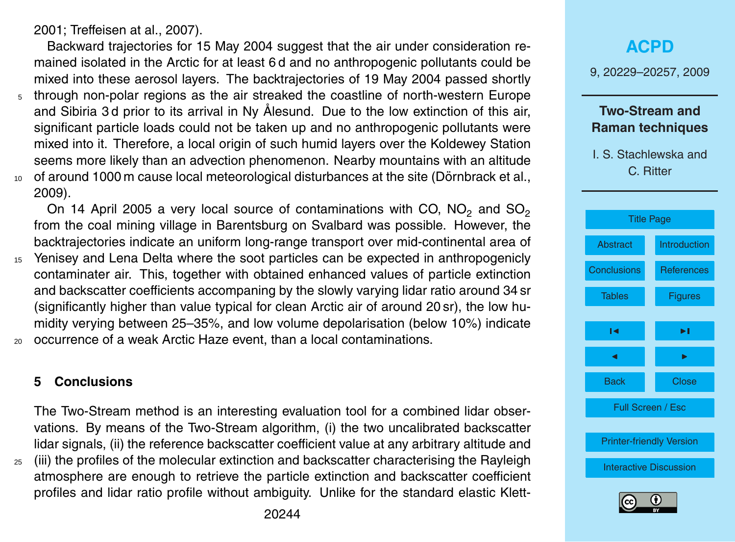2001; Treffeisen at al., 2007).

Backward trajectories for 15 May 2004 suggest that the air under consideration remained isolated in the Arctic for at least 6 d and no anthropogenic pollutants could be mixed into these aerosol layers. The backtrajectories of 19 May 2004 passed shortly through non-polar regions as the air streaked the coastline of north-western Europe and Sibiria 3 d prior to its arrival in Ny Ålesund. Due to the low extinction of this air, significant particle loads could not be taken up and no anthropogenic pollutants were mixed into it. Therefore, a local origin of such humid layers over the Koldewey Station seems more likely than an advection phenomenon. Nearby mountains with an altitude of around 1000 m cause local meteorological disturbances at the site (Dörnbrack et al., 2009).

On 14 April 2005 a very local source of contaminations with CO, $NO_2$ and $SO_2$ from the coal mining village in Barentsburg on Svalbard was possible. However, the backtrajectories indicate an uniform long-range transport over mid-continental area of Yenisey and Lena Delta where the soot particles can be expected in anthropogenicly contaminater air. This, together with obtained enhanced values of particle extinction and backscatter coefficients accompaning by the slowly varying lidar ratio around 34 sr (significantly higher than value typical for clean Arctic air of around 20 sr), the low humidity verying between 25–35%, and low volume depolarisation (below 10%) indicate occurrence of a weak Arctic Haze event, than a local contaminations.

## 5 Conclusions

The Two-Stream method is an interesting evaluation tool for a combined lidar observations. By means of the Two-Stream algorithm, (i) the two uncalibrated backscatter lidar signals, (ii) the reference backscatter coefficient value at any arbitrary altitude and (iii) the profiles of the molecular extinction and backscatter characterising the Rayleigh atmosphere are enough to retrieve the particle extinction and backscatter coefficient profiles and lidar ratio profile without ambiguity. Unlike for the standard elastic Klett-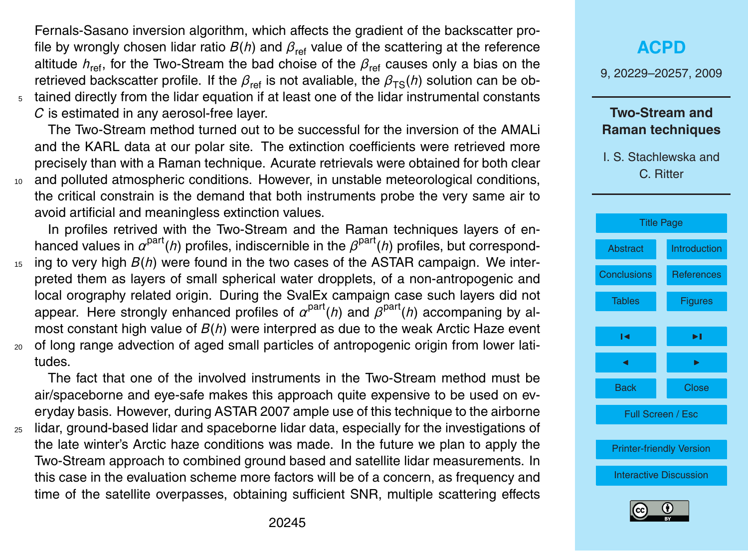Fernals-Sasano inversion algorithm, which affects the gradient of the backscatter profile by wrongly chosen lidar ratio $B(h)$ and $\beta_{\text{ref}}$ value of the scattering at the reference altitude $h_{\text{ref}}$, for the Two-Stream the bad choise of the $\beta_{\text{ref}}$ causes only a bias on the retrieved backscatter profile. If the $\beta_{\text{ref}}$ is not avaliable, the $\beta_{\text{TS}}(h)$ solution can be obtained directly from the lidar equation if at least one of the lidar instrumental constants $C$ is estimated in any aerosol-free layer.

The Two-Stream method turned out to be successful for the inversion of the AMALi and the KARL data at our polar site. The extinction coefficients were retrieved more precisely than with a Raman technique. Acurate retrievals were obtained for both clear and polluted atmospheric conditions. However, in unstable meteorological conditions, the critical constrain is the demand that both instruments probe the very same air to avoid artificial and meaningless extinction values.

In profiles retrived with the Two-Stream and the Raman techniques layers of enhanced values in $\alpha^{\text{part}}(h)$ profiles, indiscernible in the $\beta^{\text{part}}(h)$ profiles, but corresponding to very high $B(h)$ were found in the two cases of the ASTAR campaign. We interpreted them as layers of small spherical water dropplets, of a non-antropogenic and local orography related origin. During the SvalEx campaign case such layers did not appear. Here strongly enhanced profiles of $\alpha^{\text{part}}(h)$ and $\beta^{\text{part}}(h)$ accompaning by almost constant high value of $B(h)$ were interpred as due to the weak Arctic Haze event of long range advection of aged small particles of antropogenic origin from lower latitudes.

The fact that one of the involved instruments in the Two-Stream method must be air/spaceborne and eye-safe makes this approach quite expensive to be used on everyday basis. However, during ASTAR 2007 ample use of this technique to the airborne lidar, ground-based lidar and spaceborne lidar data, especially for the investigations of the late winter's Arctic haze conditions was made. In the future we plan to apply the Two-Stream approach to combined ground based and satellite lidar measurements. In this case in the evaluation scheme more factors will be of a concern, as frequency and time of the satellite overpasses, obtaining sufficient SNR, multiple scattering effects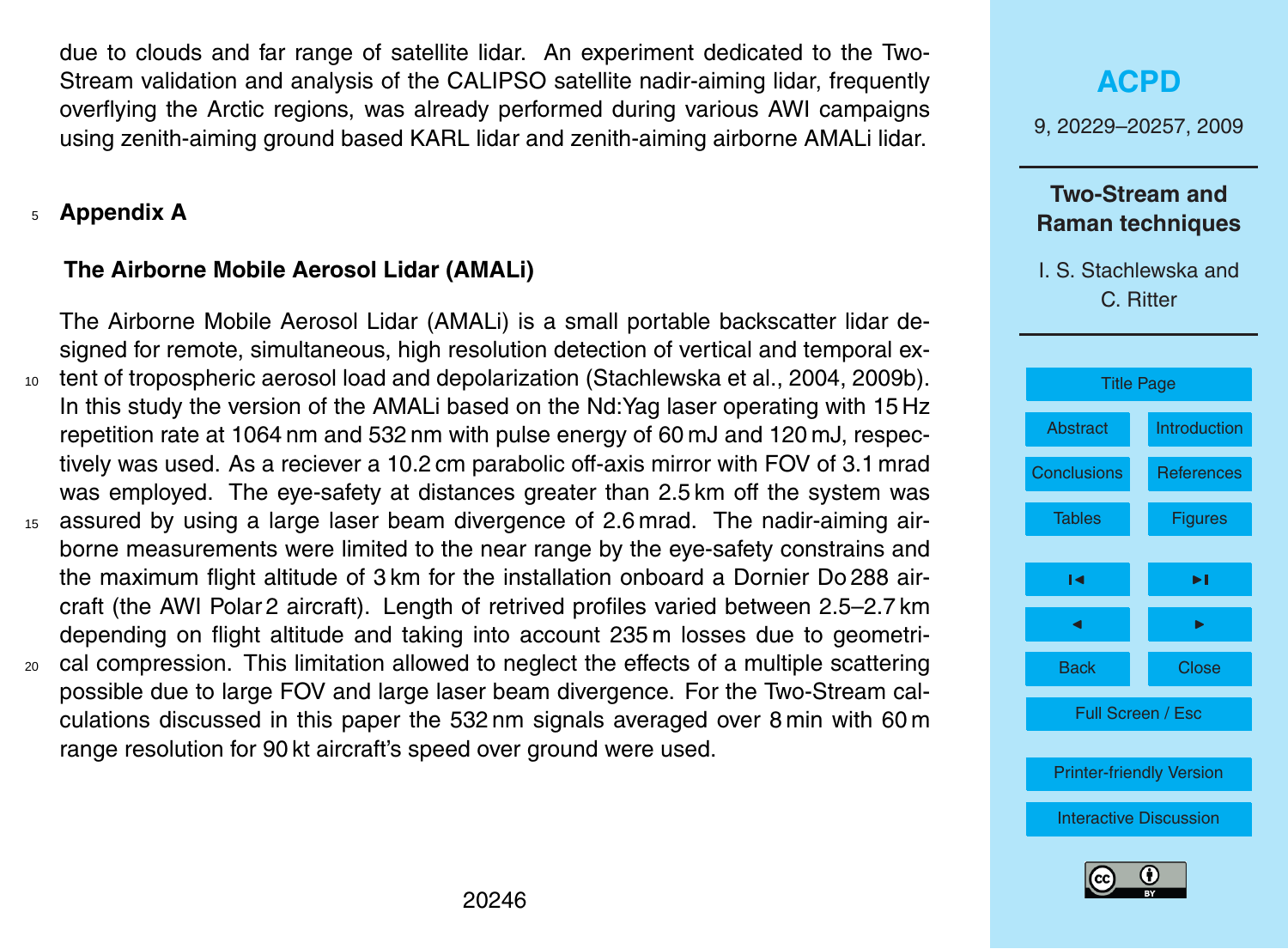due to clouds and far range of satellite lidar. An experiment dedicated to the Two-Stream validation and analysis of the CALIPSO satellite nadir-aiming lidar, frequently overflying the Arctic regions, was already performed during various AWI campaigns using zenith-aiming ground based KARL lidar and zenith-aiming airborne AMALi lidar.

## Appendix A

### The Airborne Mobile Aerosol Lidar (AMALi)

The Airborne Mobile Aerosol Lidar (AMALi) is a small portable backscatter lidar designed for remote, simultaneous, high resolution detection of vertical and temporal extent of tropospheric aerosol load and depolarization (Stachlewska et al., 2004, 2009b). In this study the version of the AMALi based on the Nd:Yag laser operating with 15 Hz repetition rate at 1064 nm and 532 nm with pulse energy of 60 mJ and 120 mJ, respectively was used. As a reciever a 10.2 cm parabolic off-axis mirror with FOV of 3.1 mrad was employed. The eye-safety at distances greater than 2.5 km off the system was assured by using a large laser beam divergence of 2.6 mrad. The nadir-aiming airborne measurements were limited to the near range by the eye-safety constrains and the maximum flight altitude of 3 km for the installation onboard a Dornier Do 288 aircraft (the AWI Polar 2 aircraft). Length of retrived profiles varied between 2.5–2.7 km depending on flight altitude and taking into account 235 m losses due to geometrical compression. This limitation allowed to neglect the effects of a multiple scattering possible due to large FOV and large laser beam divergence. For the Two-Stream calculations discussed in this paper the 532 nm signals averaged over 8 min with 60 m range resolution for 90 kt aircraft's speed over ground were used.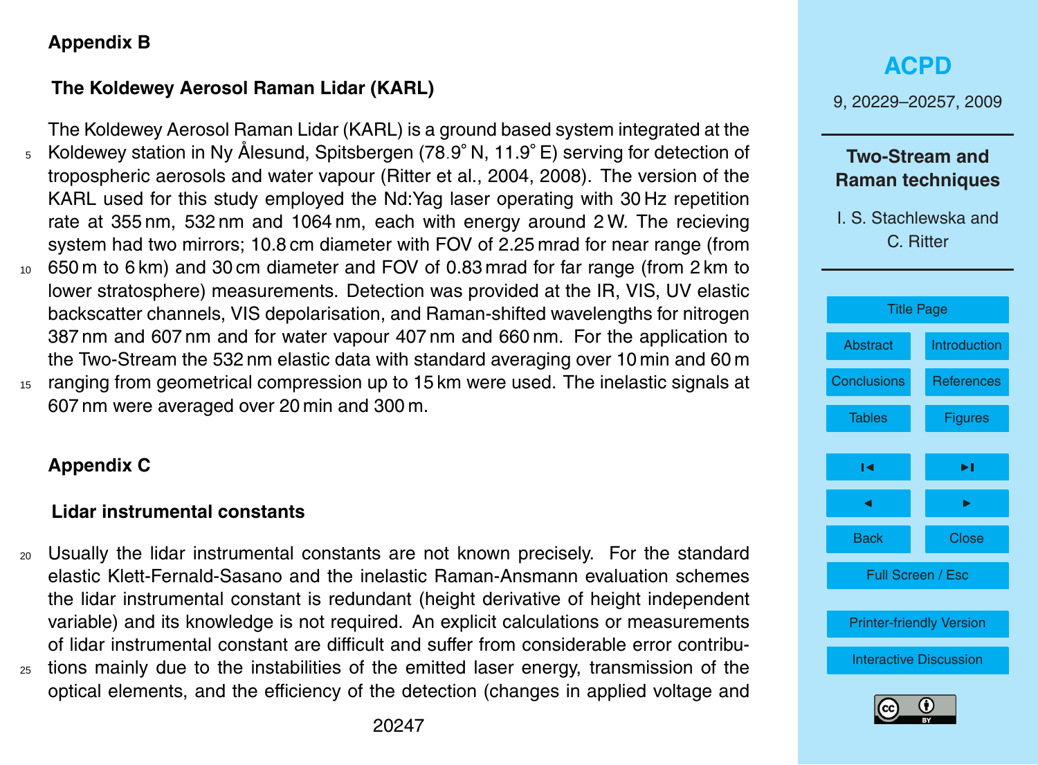## Appendix B

### The Koldewey Aerosol Raman Lidar (KARL)

The Koldewey Aerosol Raman Lidar (KARL) is a ground based system integrated at the Koldewey station in Ny Ålesund, Spitsbergen (78.9° N, 11.9° E) serving for detection of tropospheric aerosols and water vapour (Ritter et al., 2004, 2008). The version of the KARL used for this study employed the Nd:Yag laser operating with 30 Hz repetition rate at 355 nm, 532 nm and 1064 nm, each with energy around 2 W. The recieving system had two mirrors; 10.8 cm diameter with FOV of 2.25 mrad for near range (from 650 m to 6 km) and 30 cm diameter and FOV of 0.83 mrad for far range (from 2 km to lower stratosphere) measurements. Detection was provided at the IR, VIS, UV elastic backscatter channels, VIS depolarisation, and Raman-shifted wavelengths for nitrogen 387 nm and 607 nm and for water vapour 407 nm and 660 nm. For the application to the Two-Stream the 532 nm elastic data with standard averaging over 10 min and 60 m ranging from geometrical compression up to 15 km were used. The inelastic signals at 607 nm were averaged over 20 min and 300 m.

## Appendix C

### Lidar instrumental constants

Usually the lidar instrumental constants are not known precisely. For the standard elastic Klett-Fernald-Sasano and the inelastic Raman-Ansmann evaluation schemes the lidar instrumental constant is redundant (height derivative of height independent variable) and its knowledge is not required. An explicit calculations or measurements of lidar instrumental constant are difficult and suffer from considerable error contributions mainly due to the instabilities of the emitted laser energy, transmission of the optical elements, and the efficiency of the detection (changes in applied voltage and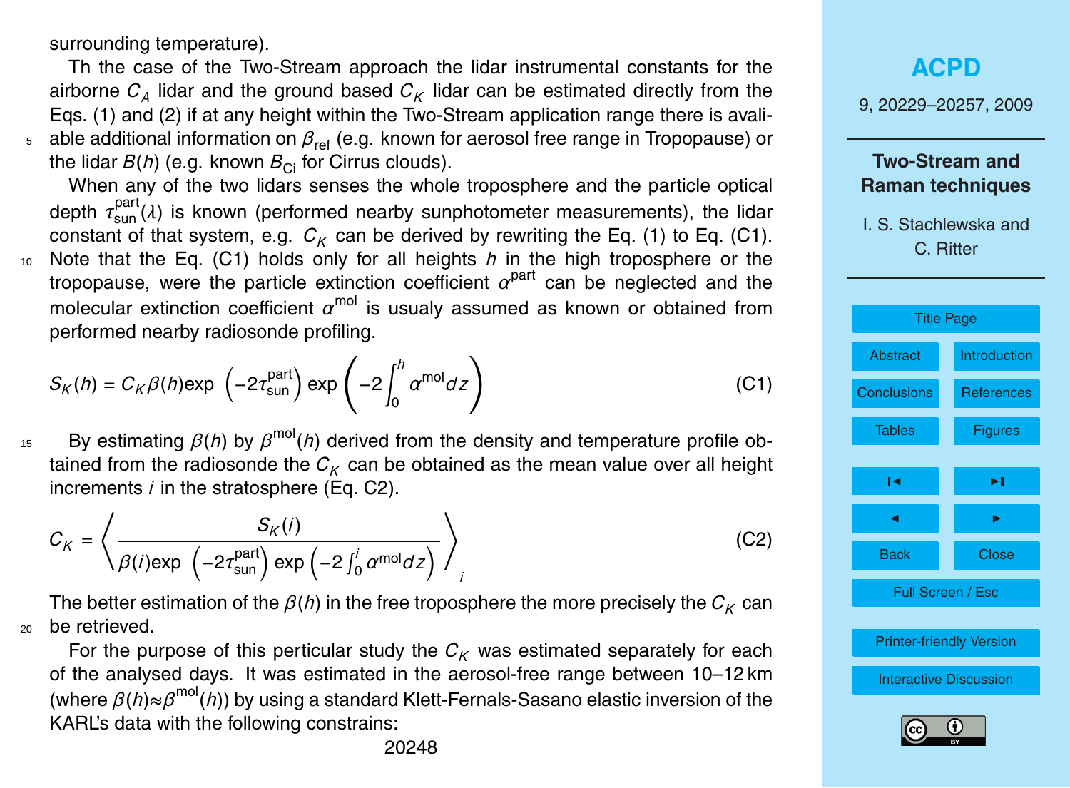surrounding temperature).

Th the case of the Two-Stream approach the lidar instrumental constants for the airborne $C_A$ lidar and the ground based $C_K$ lidar can be estimated directly from the Eqs. (1) and (2) if at any height within the Two-Stream application range there is available additional information on $\beta_{\text{ref}}$ (e.g. known for aerosol free range in Tropopause) or the lidar $B(h)$ (e.g. known $B_{\text{Ci}}$ for Cirrus clouds).

When any of the two lidars senses the whole troposphere and the particle optical depth $\tau_{\text{sun}}^{\text{part}}(\lambda)$ is known (performed nearby sunphotometer measurements), the lidar constant of that system, e.g. $C_K$ can be derived by rewriting the Eq. (1) to Eq. (C1). Note that the Eq. (C1) holds only for all heights $h$ in the high troposphere or the tropopause, were the particle extinction coefficient $\alpha^{\text{part}}$ can be neglected and the molecular extinction coefficient $\alpha^{\text{mol}}$ is usualy assumed as known or obtained from performed nearby radiosonde profiling.

$$S_K(h) = C_K \beta(h) \exp\left(-2\tau_{\text{sun}}^{\text{part}}\right) \exp\left(-2\int_0^h \alpha^{\text{mol}} dz\right) \tag{C1}$$

By estimating $\beta(h)$ by $\beta^{\text{mol}}(h)$ derived from the density and temperature profile obtained from the radiosonde the $C_K$ can be obtained as the mean value over all height increments $i$ in the stratosphere (Eq. C2).

$$C_K = \left\langle \frac{S_K(i)}{\beta(i) \exp\left(-2\tau_{\text{sun}}^{\text{part}}\right) \exp\left(-2\int_0^i \alpha^{\text{mol}} dz\right)} \right\rangle_i \tag{C2}$$

The better estimation of the $\beta(h)$ in the free troposphere the more precisely the $C_K$ can be retrieved.

For the purpose of this perticular study the $C_K$ was estimated separately for each of the analysed days. It was estimated in the aerosol-free range between 10–12 km (where $\beta(h) \approx \beta^{\text{mol}}(h)$) by using a standard Klett-Fernals-Sasano elastic inversion of the KARL's data with the following constrains: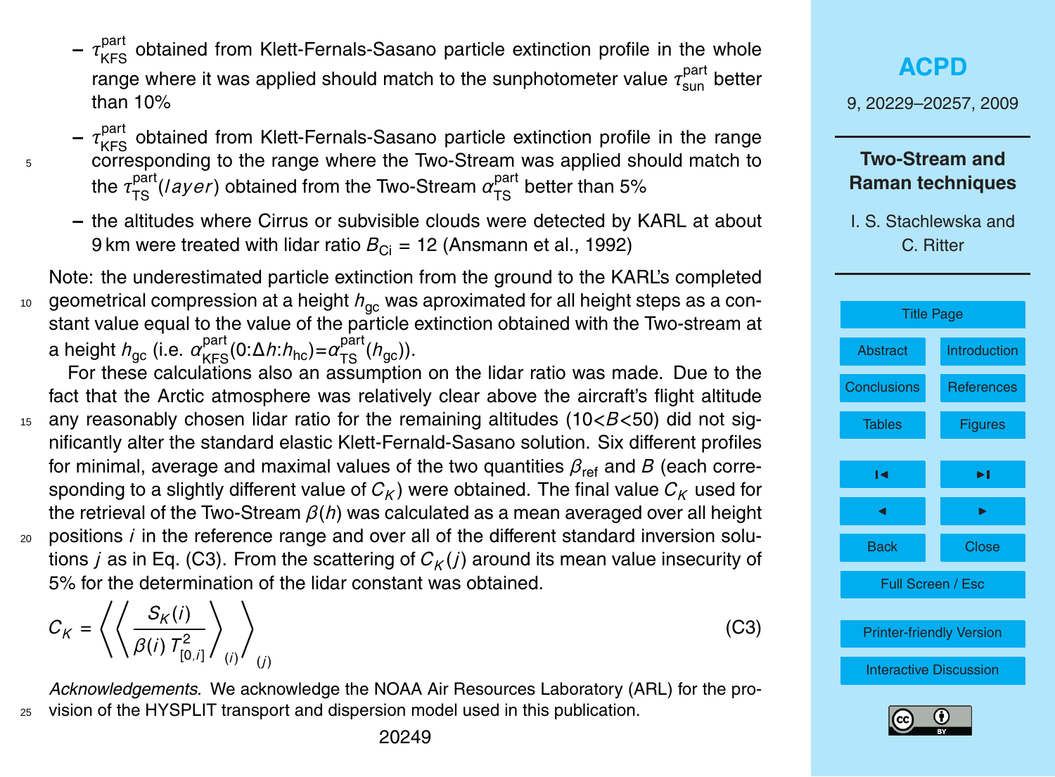- $\tau_{\text{KFS}}^{\text{part}}$ obtained from Klett-Fernals-Sasano particle extinction profile in the whole range where it was applied should match to the sunphotometer value $\tau_{\text{sun}}^{\text{part}}$ better than 10%
- $\tau_{\text{KFS}}^{\text{part}}$ obtained from Klett-Fernals-Sasano particle extinction profile in the range corresponding to the range where the Two-Stream was applied should match to the $\tau_{\text{TS}}^{\text{part}}(layer)$ obtained from the Two-Stream $\alpha_{\text{TS}}^{\text{part}}$ better than 5%
- the altitudes where Cirrus or subvisible clouds were detected by KARL at about 9 km were treated with lidar ratio $B_{\text{Ci}} = 12$ (Ansmann et al., 1992)

Note: the underestimated particle extinction from the ground to the KARL's completed geometrical compression at a height $h_{\text{gc}}$ was aproximated for all height steps as a constant value equal to the value of the particle extinction obtained with the Two-stream at a height $h_{\text{gc}}$ (i.e. $\alpha_{\text{KFS}}^{\text{part}}(0{:}\Delta h{:}h_{\text{hc}})=\alpha_{\text{TS}}^{\text{part}}(h_{\text{gc}})$).

For these calculations also an assumption on the lidar ratio was made. Due to the fact that the Arctic atmosphere was relatively clear above the aircraft's flight altitude any reasonably chosen lidar ratio for the remaining altitudes ($10<B<50$) did not significantly alter the standard elastic Klett-Fernald-Sasano solution. Six different profiles for minimal, average and maximal values of the two quantities $\beta_{\text{ref}}$ and $B$ (each corresponding to a slightly different value of $C_K$) were obtained. The final value $C_K$ used for the retrieval of the Two-Stream $\beta(h)$ was calculated as a mean averaged over all height positions $i$ in the reference range and over all of the different standard inversion solutions $j$ as in Eq. (C3). From the scattering of $C_K(j)$ around its mean value insecurity of 5% for the determination of the lidar constant was obtained.

$$C_K = \left\langle \left\langle \frac{S_K(i)}{\beta(i)\, T_{[0,i]}^2} \right\rangle_{(i)} \right\rangle_{(j)} \tag{C3}$$

*Acknowledgements.* We acknowledge the NOAA Air Resources Laboratory (ARL) for the provision of the HYSPLIT transport and dispersion model used in this publication.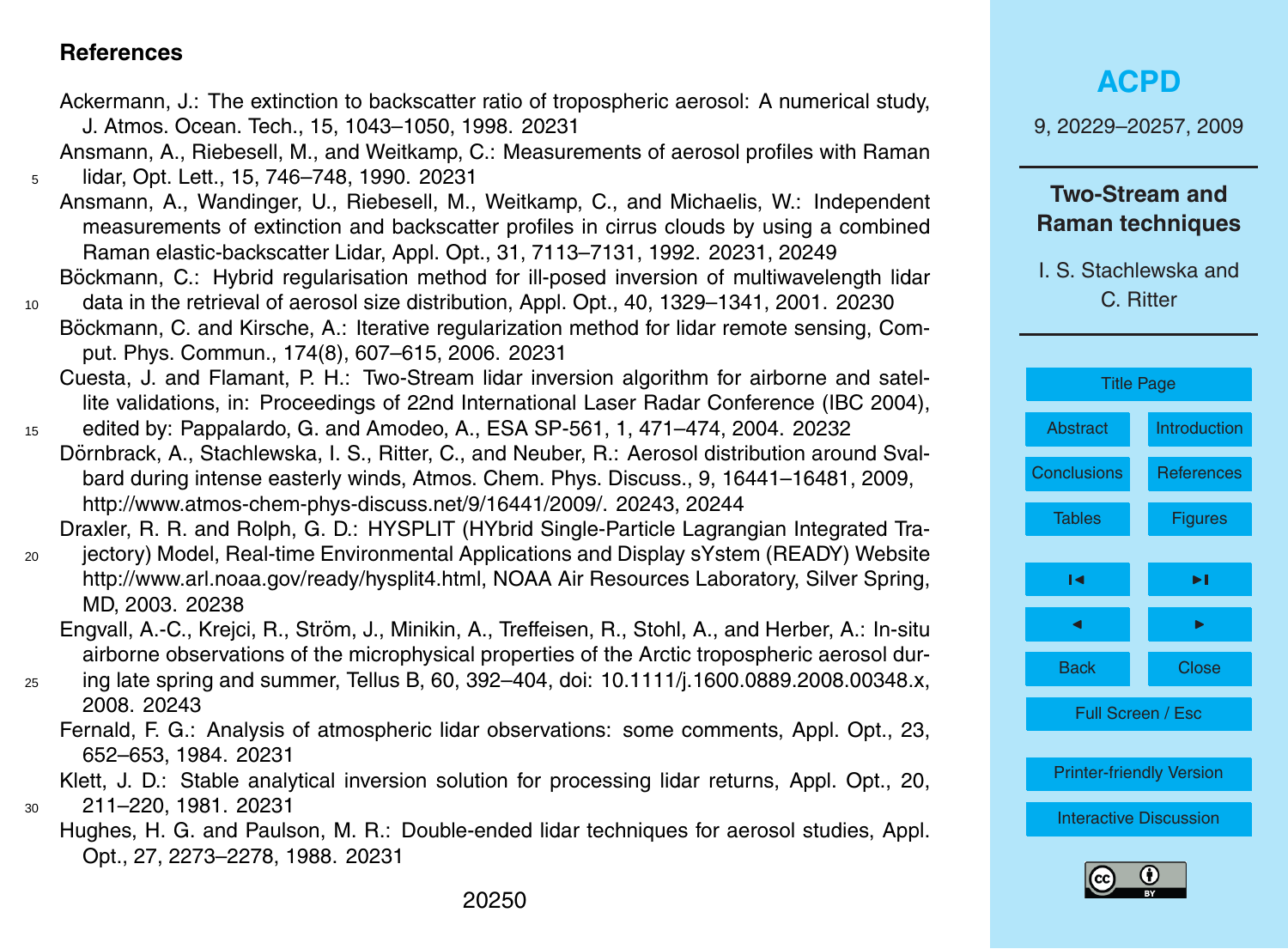## References

Ackermann, J.: The extinction to backscatter ratio of tropospheric aerosol: A numerical study, J. Atmos. Ocean. Tech., 15, 1043–1050, 1998. 20231

Ansmann, A., Riebesell, M., and Weitkamp, C.: Measurements of aerosol profiles with Raman lidar, Opt. Lett., 15, 746–748, 1990. 20231

Ansmann, A., Wandinger, U., Riebesell, M., Weitkamp, C., and Michaelis, W.: Independent measurements of extinction and backscatter profiles in cirrus clouds by using a combined Raman elastic-backscatter Lidar, Appl. Opt., 31, 7113–7131, 1992. 20231, 20249

Böckmann, C.: Hybrid regularisation method for ill-posed inversion of multiwavelength lidar data in the retrieval of aerosol size distribution, Appl. Opt., 40, 1329–1341, 2001. 20230

Böckmann, C. and Kirsche, A.: Iterative regularization method for lidar remote sensing, Comput. Phys. Commun., 174(8), 607–615, 2006. 20231

Cuesta, J. and Flamant, P. H.: Two-Stream lidar inversion algorithm for airborne and satellite validations, in: Proceedings of 22nd International Laser Radar Conference (IBC 2004), edited by: Pappalardo, G. and Amodeo, A., ESA SP-561, 1, 471–474, 2004. 20232

Dörnbrack, A., Stachlewska, I. S., Ritter, C., and Neuber, R.: Aerosol distribution around Svalbard during intense easterly winds, Atmos. Chem. Phys. Discuss., 9, 16441–16481, 2009, http://www.atmos-chem-phys-discuss.net/9/16441/2009/. 20243, 20244

Draxler, R. R. and Rolph, G. D.: HYSPLIT (HYbrid Single-Particle Lagrangian Integrated Trajectory) Model, Real-time Environmental Applications and Display sYstem (READY) Website http://www.arl.noaa.gov/ready/hysplit4.html, NOAA Air Resources Laboratory, Silver Spring, MD, 2003. 20238

Engvall, A.-C., Krejci, R., Ström, J., Minikin, A., Treffeisen, R., Stohl, A., and Herber, A.: In-situ airborne observations of the microphysical properties of the Arctic tropospheric aerosol during late spring and summer, Tellus B, 60, 392–404, doi: 10.1111/j.1600.0889.2008.00348.x, 2008. 20243

Fernald, F. G.: Analysis of atmospheric lidar observations: some comments, Appl. Opt., 23, 652–653, 1984. 20231

Klett, J. D.: Stable analytical inversion solution for processing lidar returns, Appl. Opt., 20, 211–220, 1981. 20231

Hughes, H. G. and Paulson, M. R.: Double-ended lidar techniques for aerosol studies, Appl. Opt., 27, 2273–2278, 1988. 20231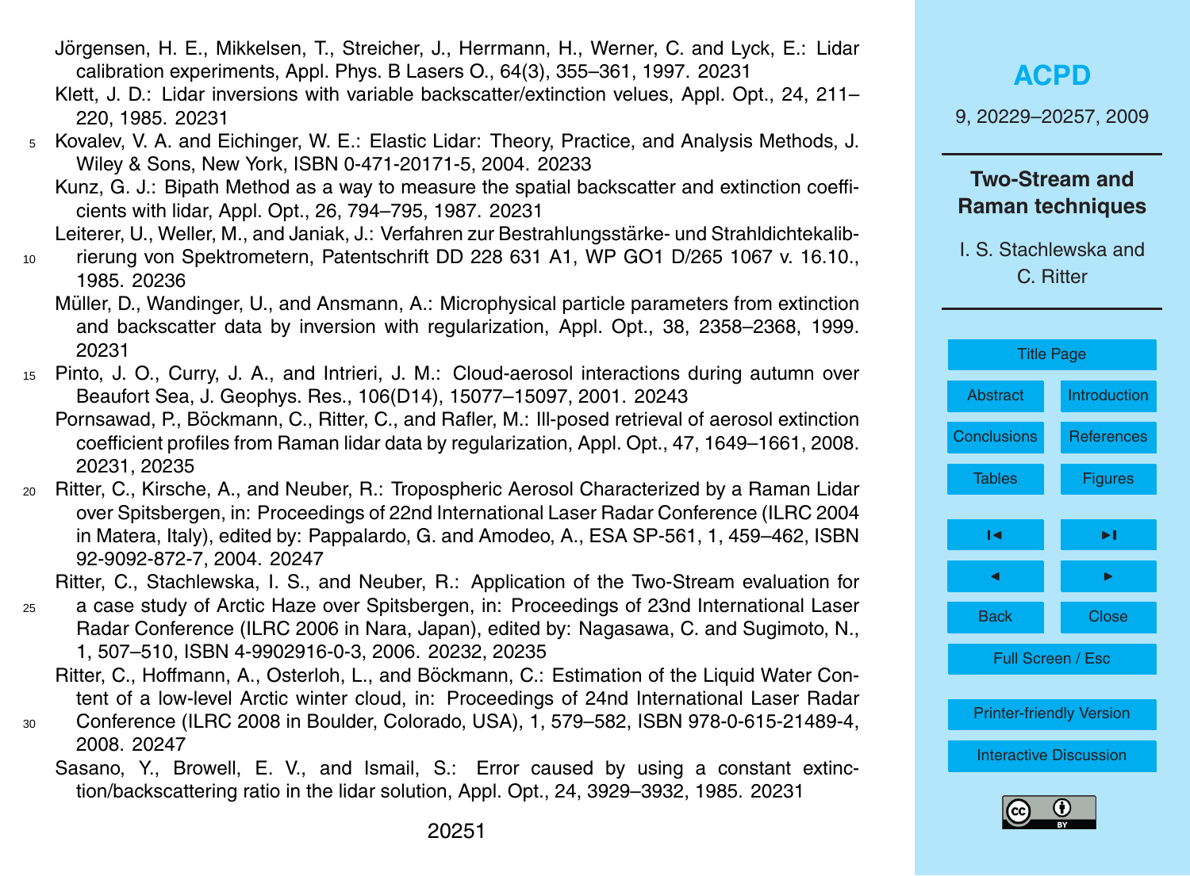Jörgensen, H. E., Mikkelsen, T., Streicher, J., Herrmann, H., Werner, C. and Lyck, E.: Lidar calibration experiments, Appl. Phys. B Lasers O., 64(3), 355–361, 1997. 20231

Klett, J. D.: Lidar inversions with variable backscatter/extinction velues, Appl. Opt., 24, 211–220, 1985. 20231

Kovalev, V. A. and Eichinger, W. E.: Elastic Lidar: Theory, Practice, and Analysis Methods, J. Wiley & Sons, New York, ISBN 0-471-20171-5, 2004. 20233

Kunz, G. J.: Bipath Method as a way to measure the spatial backscatter and extinction coefficients with lidar, Appl. Opt., 26, 794–795, 1987. 20231

Leiterer, U., Weller, M., and Janiak, J.: Verfahren zur Bestrahlungsstärke- und Strahldichtekalibrierung von Spektrometern, Patentschrift DD 228 631 A1, WP GO1 D/265 1067 v. 16.10., 1985. 20236

Müller, D., Wandinger, U., and Ansmann, A.: Microphysical particle parameters from extinction and backscatter data by inversion with regularization, Appl. Opt., 38, 2358–2368, 1999. 20231

Pinto, J. O., Curry, J. A., and Intrieri, J. M.: Cloud-aerosol interactions during autumn over Beaufort Sea, J. Geophys. Res., 106(D14), 15077–15097, 2001. 20243

Pornsawad, P., Böckmann, C., Ritter, C., and Rafler, M.: Ill-posed retrieval of aerosol extinction coefficient profiles from Raman lidar data by regularization, Appl. Opt., 47, 1649–1661, 2008. 20231, 20235

Ritter, C., Kirsche, A., and Neuber, R.: Tropospheric Aerosol Characterized by a Raman Lidar over Spitsbergen, in: Proceedings of 22nd International Laser Radar Conference (ILRC 2004 in Matera, Italy), edited by: Pappalardo, G. and Amodeo, A., ESA SP-561, 1, 459–462, ISBN 92-9092-872-7, 2004. 20247

Ritter, C., Stachlewska, I. S., and Neuber, R.: Application of the Two-Stream evaluation for a case study of Arctic Haze over Spitsbergen, in: Proceedings of 23nd International Laser Radar Conference (ILRC 2006 in Nara, Japan), edited by: Nagasawa, C. and Sugimoto, N., 1, 507–510, ISBN 4-9902916-0-3, 2006. 20232, 20235

Ritter, C., Hoffmann, A., Osterloh, L., and Böckmann, C.: Estimation of the Liquid Water Content of a low-level Arctic winter cloud, in: Proceedings of 24nd International Laser Radar Conference (ILRC 2008 in Boulder, Colorado, USA), 1, 579–582, ISBN 978-0-615-21489-4, 2008. 20247

Sasano, Y., Browell, E. V., and Ismail, S.: Error caused by using a constant extinction/backscattering ratio in the lidar solution, Appl. Opt., 24, 3929–3932, 1985. 20231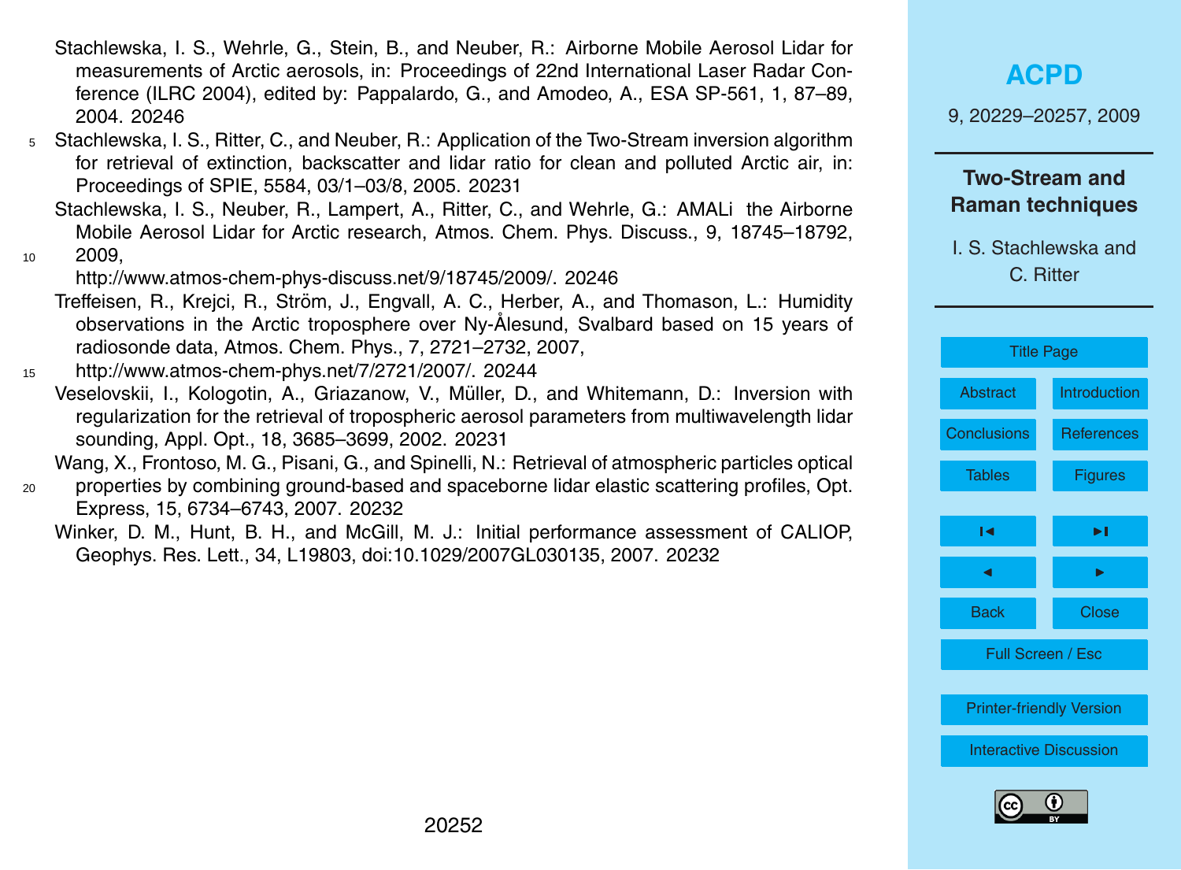Stachlewska, I. S., Wehrle, G., Stein, B., and Neuber, R.: Airborne Mobile Aerosol Lidar for measurements of Arctic aerosols, in: Proceedings of 22nd International Laser Radar Conference (ILRC 2004), edited by: Pappalardo, G., and Amodeo, A., ESA SP-561, 1, 87–89, 2004. 20246

Stachlewska, I. S., Ritter, C., and Neuber, R.: Application of the Two-Stream inversion algorithm for retrieval of extinction, backscatter and lidar ratio for clean and polluted Arctic air, in: Proceedings of SPIE, 5584, 03/1–03/8, 2005. 20231

Stachlewska, I. S., Neuber, R., Lampert, A., Ritter, C., and Wehrle, G.: AMALi the Airborne Mobile Aerosol Lidar for Arctic research, Atmos. Chem. Phys. Discuss., 9, 18745–18792, 2009, http://www.atmos-chem-phys-discuss.net/9/18745/2009/. 20246

Treffeisen, R., Krejci, R., Ström, J., Engvall, A. C., Herber, A., and Thomason, L.: Humidity observations in the Arctic troposphere over Ny-Ålesund, Svalbard based on 15 years of radiosonde data, Atmos. Chem. Phys., 7, 2721–2732, 2007, http://www.atmos-chem-phys.net/7/2721/2007/. 20244

Veselovskii, I., Kologotin, A., Griazanow, V., Müller, D., and Whitemann, D.: Inversion with regularization for the retrieval of tropospheric aerosol parameters from multiwavelength lidar sounding, Appl. Opt., 18, 3685–3699, 2002. 20231

Wang, X., Frontoso, M. G., Pisani, G., and Spinelli, N.: Retrieval of atmospheric particles optical properties by combining ground-based and spaceborne lidar elastic scattering profiles, Opt. Express, 15, 6734–6743, 2007. 20232

Winker, D. M., Hunt, B. H., and McGill, M. J.: Initial performance assessment of CALIOP, Geophys. Res. Lett., 34, L19803, doi:10.1029/2007GL030135, 2007. 20232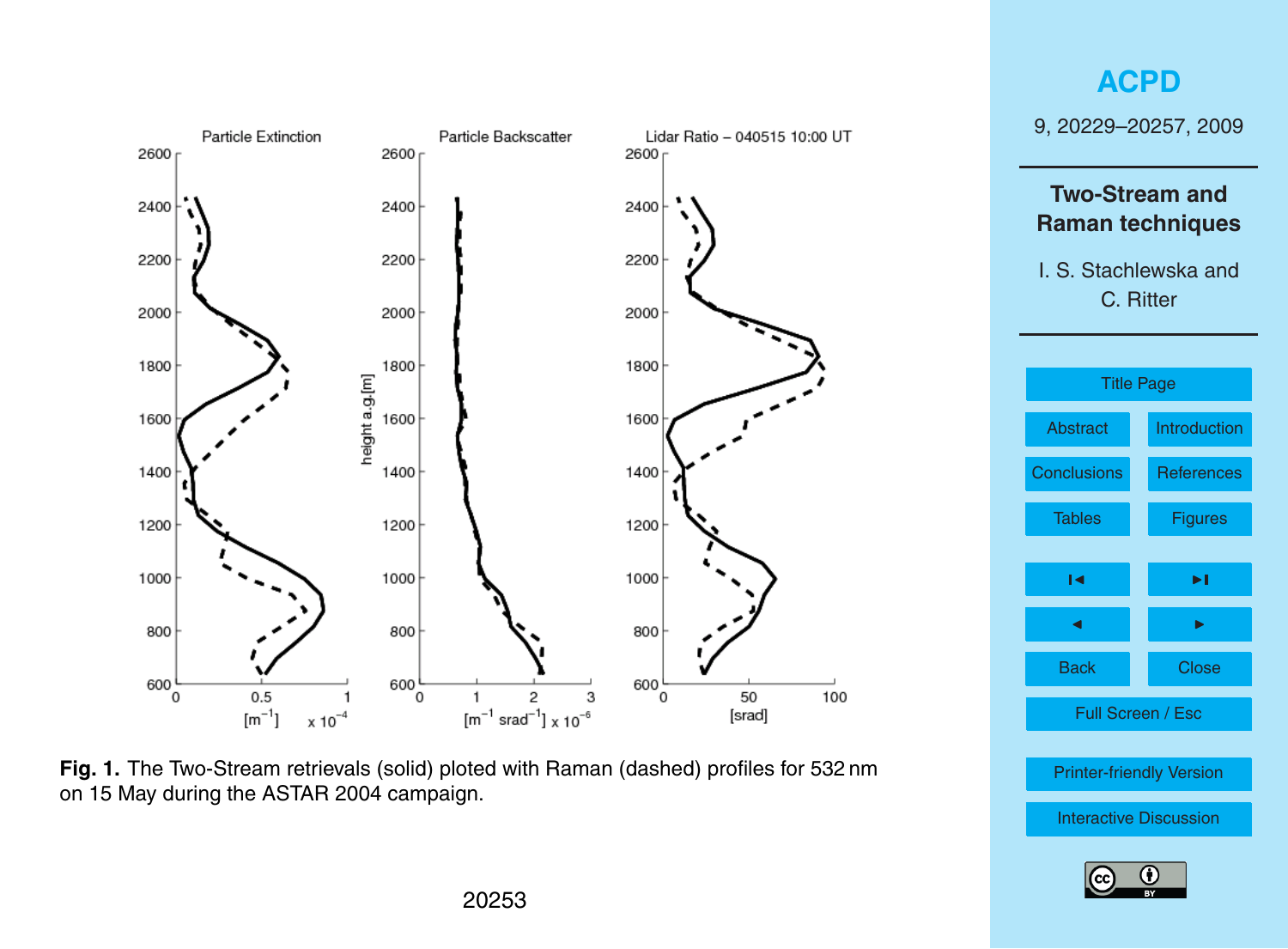**Fig. 1.** The Two-Stream retrievals (solid) ploted with Raman (dashed) profiles for 532 nm on 15 May during the ASTAR 2004 campaign.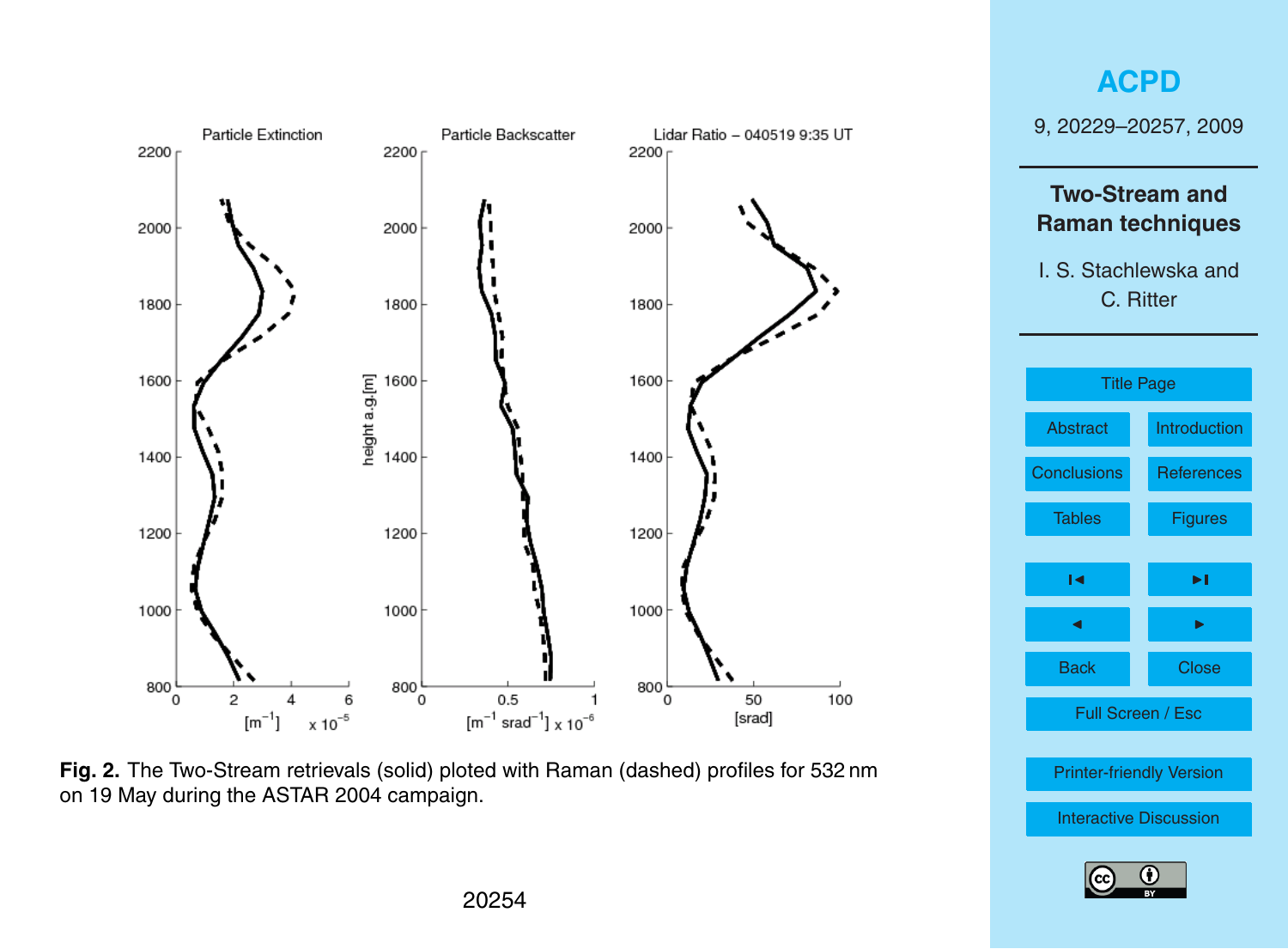**Fig. 2.** The Two-Stream retrievals (solid) ploted with Raman (dashed) profiles for 532 nm on 19 May during the ASTAR 2004 campaign.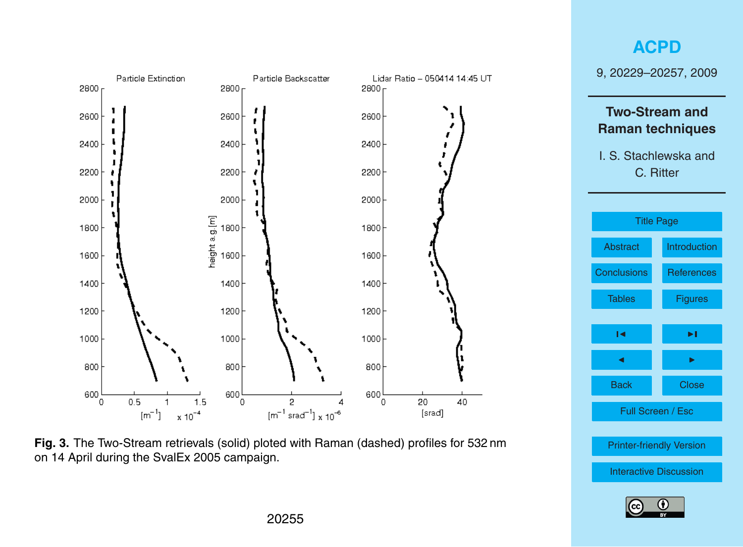**Fig. 3.** The Two-Stream retrievals (solid) ploted with Raman (dashed) profiles for 532 nm on 14 April during the SvalEx 2005 campaign.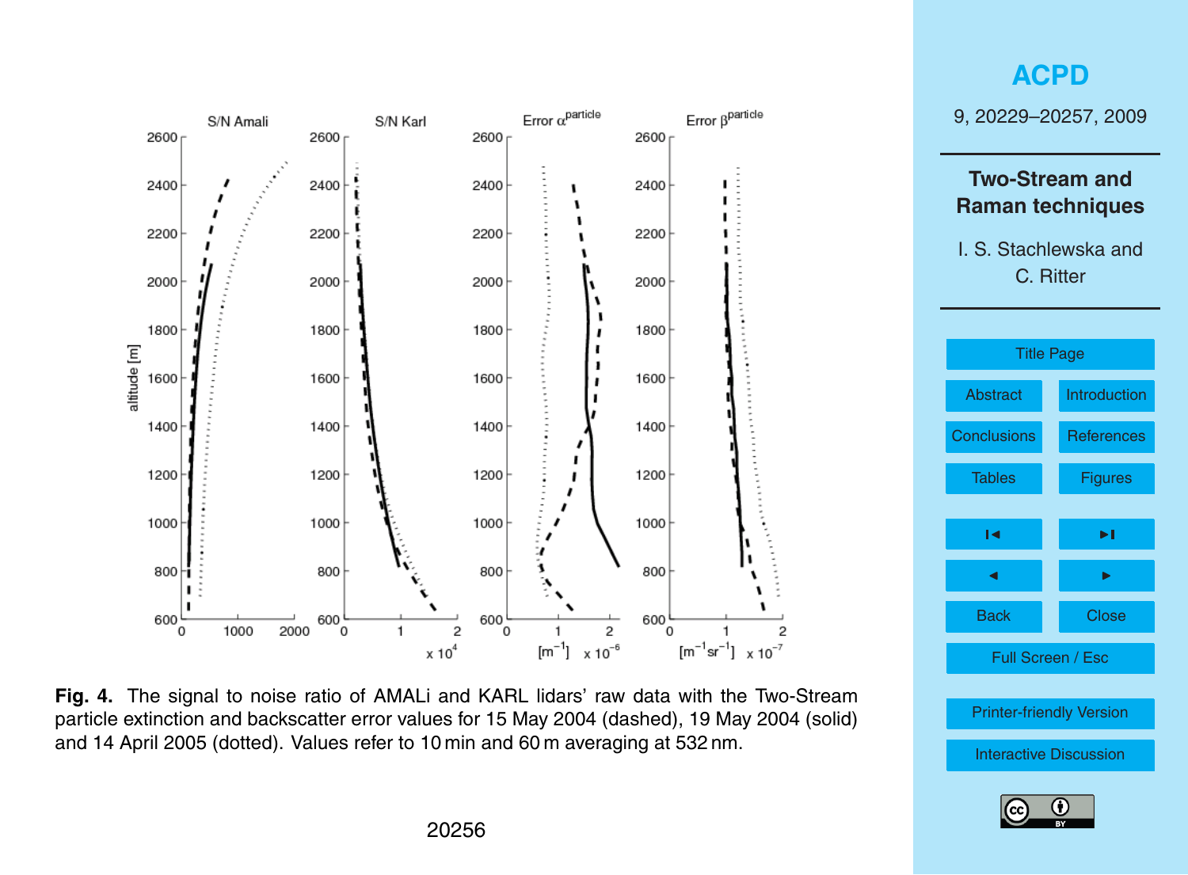**Fig. 4.** The signal to noise ratio of AMALi and KARL lidars' raw data with the Two-Stream particle extinction and backscatter error values for 15 May 2004 (dashed), 19 May 2004 (solid) and 14 April 2005 (dotted). Values refer to 10 min and 60 m averaging at 532 nm.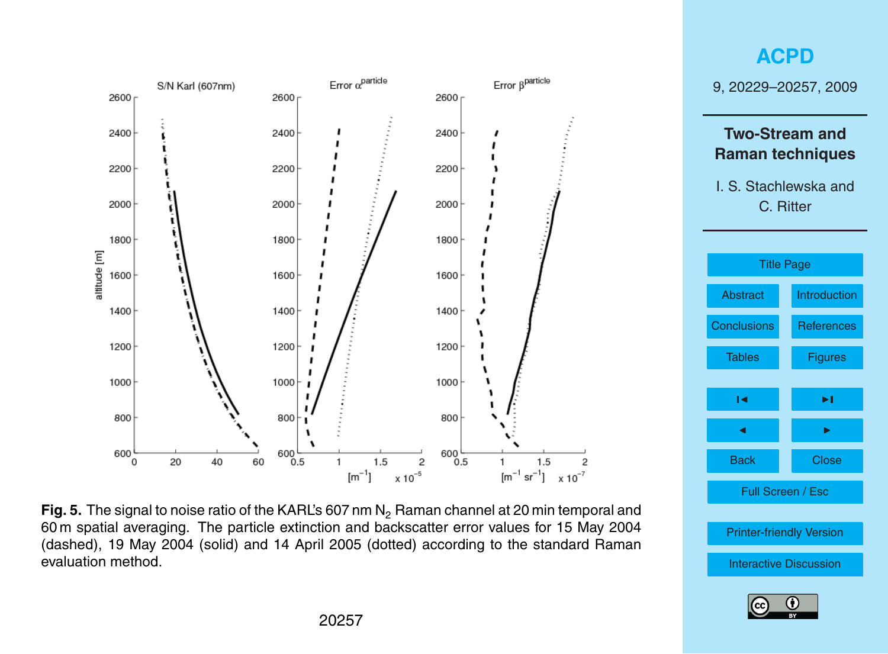S/N Karl (607nm)

Error $\alpha^{particle}$

Error $\beta^{particle}$

altitude [m]

2600
2400
2200
2000
1800
1600
1400
1200
1000
800
600

0 20 40 60

0.5 1 1.5 2

$[m^{-1}]$ $\times 10^{-5}$

0.5 1 1.5 2

$[m^{-1}\,sr^{-1}]$ $\times 10^{-7}$

**Fig. 5.** The signal to noise ratio of the KARL's 607 nm $N_2$ Raman channel at 20 min temporal and 60 m spatial averaging. The particle extinction and backscatter error values for 15 May 2004 (dashed), 19 May 2004 (solid) and 14 April 2005 (dotted) according to the standard Raman evaluation method.